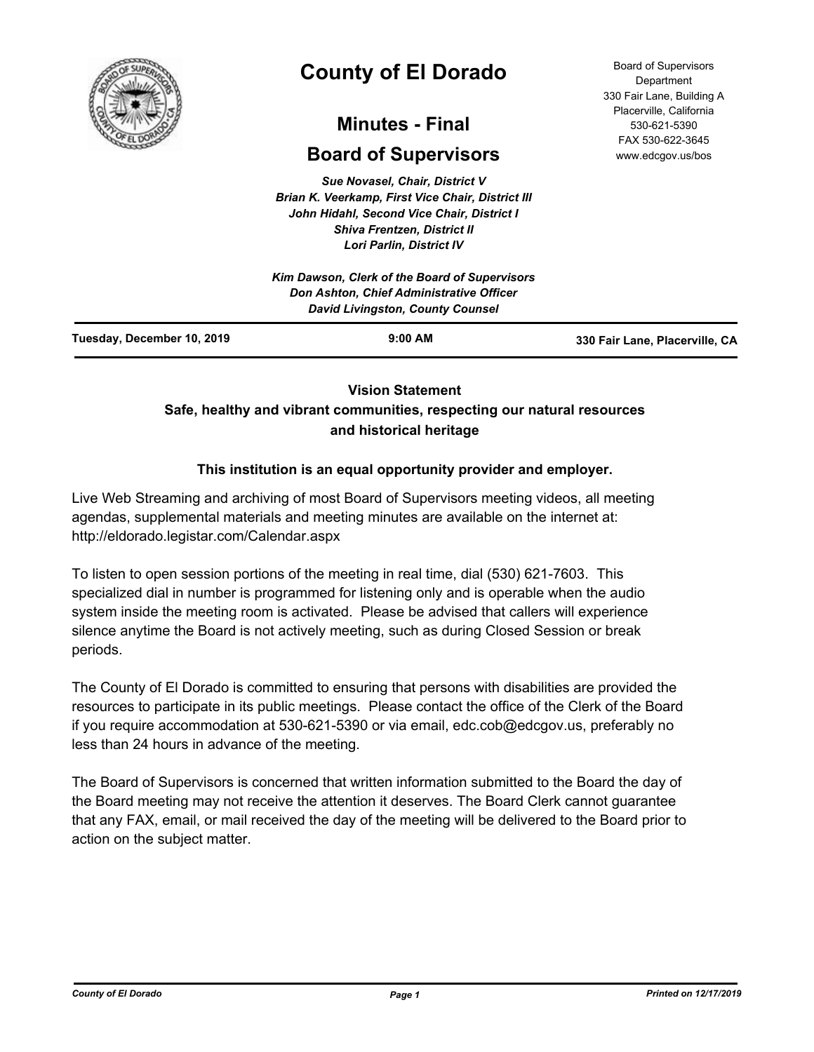# County of El Dorado

## Minutes - Final

## Board of Supervisors

Board of Supervisors Department
330 Fair Lane, Building A
Placerville, California
530-621-5390
FAX 530-622-3645
www.edcgov.us/bos

*Sue Novasel, Chair, District V*
*Brian K. Veerkamp, First Vice Chair, District III*
*John Hidahl, Second Vice Chair, District I*
*Shiva Frentzen, District II*
*Lori Parlin, District IV*

*Kim Dawson, Clerk of the Board of Supervisors*
*Don Ashton, Chief Administrative Officer*
*David Livingston, County Counsel*

**Tuesday, December 10, 2019** | **9:00 AM** | **330 Fair Lane, Placerville, CA**

**Vision Statement**
**Safe, healthy and vibrant communities, respecting our natural resources and historical heritage**

**This institution is an equal opportunity provider and employer.**

Live Web Streaming and archiving of most Board of Supervisors meeting videos, all meeting agendas, supplemental materials and meeting minutes are available on the internet at: http://eldorado.legistar.com/Calendar.aspx

To listen to open session portions of the meeting in real time, dial (530) 621-7603. This specialized dial in number is programmed for listening only and is operable when the audio system inside the meeting room is activated. Please be advised that callers will experience silence anytime the Board is not actively meeting, such as during Closed Session or break periods.

The County of El Dorado is committed to ensuring that persons with disabilities are provided the resources to participate in its public meetings. Please contact the office of the Clerk of the Board if you require accommodation at 530-621-5390 or via email, edc.cob@edcgov.us, preferably no less than 24 hours in advance of the meeting.

The Board of Supervisors is concerned that written information submitted to the Board the day of the Board meeting may not receive the attention it deserves. The Board Clerk cannot guarantee that any FAX, email, or mail received the day of the meeting will be delivered to the Board prior to action on the subject matter.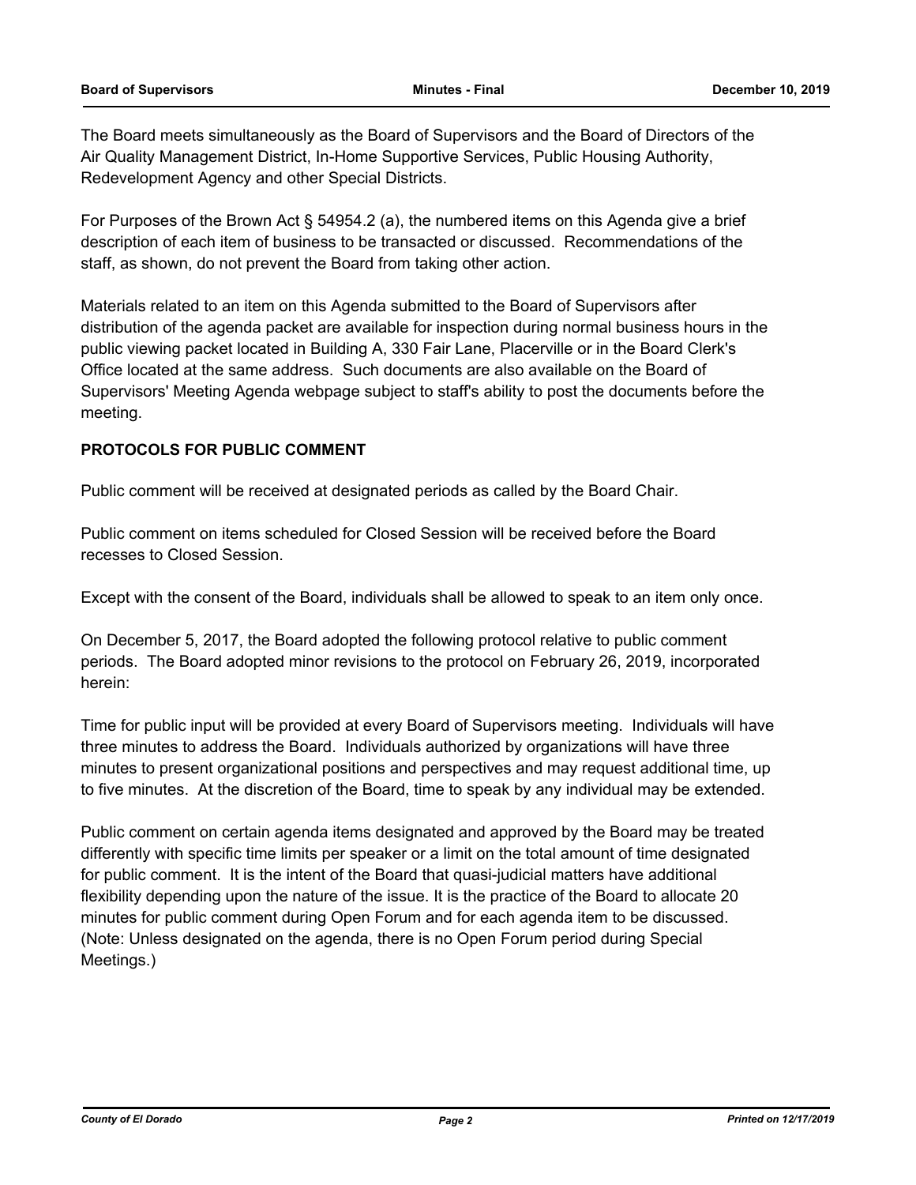The Board meets simultaneously as the Board of Supervisors and the Board of Directors of the Air Quality Management District, In-Home Supportive Services, Public Housing Authority, Redevelopment Agency and other Special Districts.

For Purposes of the Brown Act § 54954.2 (a), the numbered items on this Agenda give a brief description of each item of business to be transacted or discussed. Recommendations of the staff, as shown, do not prevent the Board from taking other action.

Materials related to an item on this Agenda submitted to the Board of Supervisors after distribution of the agenda packet are available for inspection during normal business hours in the public viewing packet located in Building A, 330 Fair Lane, Placerville or in the Board Clerk's Office located at the same address. Such documents are also available on the Board of Supervisors' Meeting Agenda webpage subject to staff's ability to post the documents before the meeting.

**PROTOCOLS FOR PUBLIC COMMENT**

Public comment will be received at designated periods as called by the Board Chair.

Public comment on items scheduled for Closed Session will be received before the Board recesses to Closed Session.

Except with the consent of the Board, individuals shall be allowed to speak to an item only once.

On December 5, 2017, the Board adopted the following protocol relative to public comment periods. The Board adopted minor revisions to the protocol on February 26, 2019, incorporated herein:

Time for public input will be provided at every Board of Supervisors meeting. Individuals will have three minutes to address the Board. Individuals authorized by organizations will have three minutes to present organizational positions and perspectives and may request additional time, up to five minutes. At the discretion of the Board, time to speak by any individual may be extended.

Public comment on certain agenda items designated and approved by the Board may be treated differently with specific time limits per speaker or a limit on the total amount of time designated for public comment. It is the intent of the Board that quasi-judicial matters have additional flexibility depending upon the nature of the issue. It is the practice of the Board to allocate 20 minutes for public comment during Open Forum and for each agenda item to be discussed. (Note: Unless designated on the agenda, there is no Open Forum period during Special Meetings.)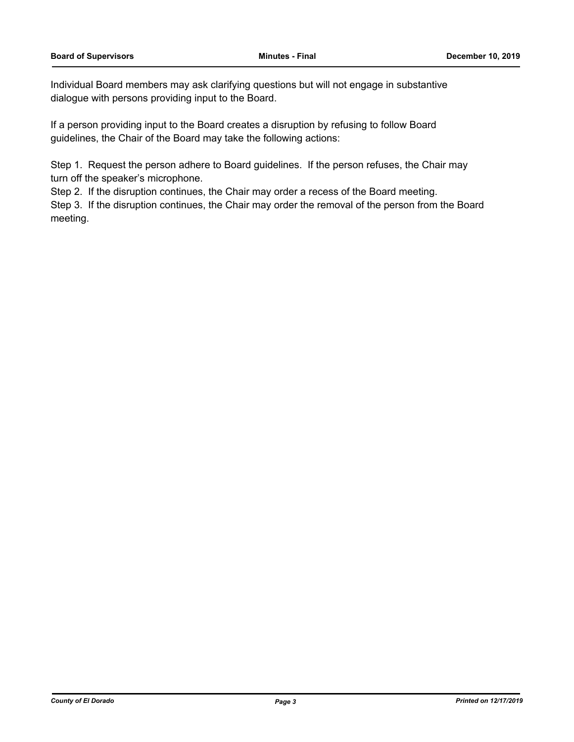Individual Board members may ask clarifying questions but will not engage in substantive dialogue with persons providing input to the Board.

If a person providing input to the Board creates a disruption by refusing to follow Board guidelines, the Chair of the Board may take the following actions:

Step 1. Request the person adhere to Board guidelines. If the person refuses, the Chair may turn off the speaker's microphone.

Step 2. If the disruption continues, the Chair may order a recess of the Board meeting.

Step 3. If the disruption continues, the Chair may order the removal of the person from the Board meeting.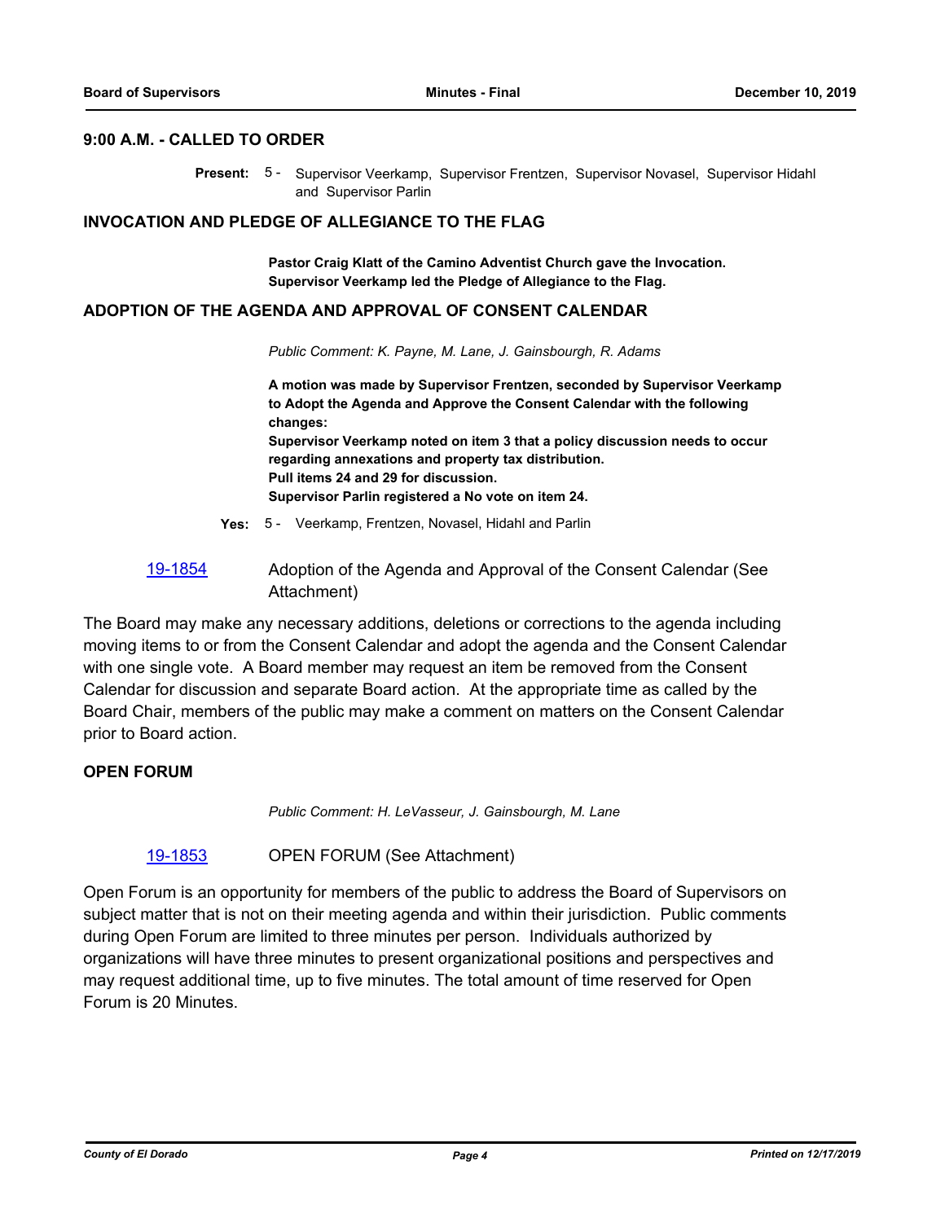### 9:00 A.M. - CALLED TO ORDER

**Present:** 5 - Supervisor Veerkamp, Supervisor Frentzen, Supervisor Novasel, Supervisor Hidahl and Supervisor Parlin

### INVOCATION AND PLEDGE OF ALLEGIANCE TO THE FLAG

**Pastor Craig Klatt of the Camino Adventist Church gave the Invocation.**
**Supervisor Veerkamp led the Pledge of Allegiance to the Flag.**

### ADOPTION OF THE AGENDA AND APPROVAL OF CONSENT CALENDAR

*Public Comment: K. Payne, M. Lane, J. Gainsbourgh, R. Adams*

**A motion was made by Supervisor Frentzen, seconded by Supervisor Veerkamp to Adopt the Agenda and Approve the Consent Calendar with the following changes:**
**Supervisor Veerkamp noted on item 3 that a policy discussion needs to occur regarding annexations and property tax distribution.**
**Pull items 24 and 29 for discussion.**
**Supervisor Parlin registered a No vote on item 24.**

**Yes:** 5 - Veerkamp, Frentzen, Novasel, Hidahl and Parlin

19-1854 Adoption of the Agenda and Approval of the Consent Calendar (See Attachment)

The Board may make any necessary additions, deletions or corrections to the agenda including moving items to or from the Consent Calendar and adopt the agenda and the Consent Calendar with one single vote. A Board member may request an item be removed from the Consent Calendar for discussion and separate Board action. At the appropriate time as called by the Board Chair, members of the public may make a comment on matters on the Consent Calendar prior to Board action.

### OPEN FORUM

*Public Comment: H. LeVasseur, J. Gainsbourgh, M. Lane*

19-1853 OPEN FORUM (See Attachment)

Open Forum is an opportunity for members of the public to address the Board of Supervisors on subject matter that is not on their meeting agenda and within their jurisdiction. Public comments during Open Forum are limited to three minutes per person. Individuals authorized by organizations will have three minutes to present organizational positions and perspectives and may request additional time, up to five minutes. The total amount of time reserved for Open Forum is 20 Minutes.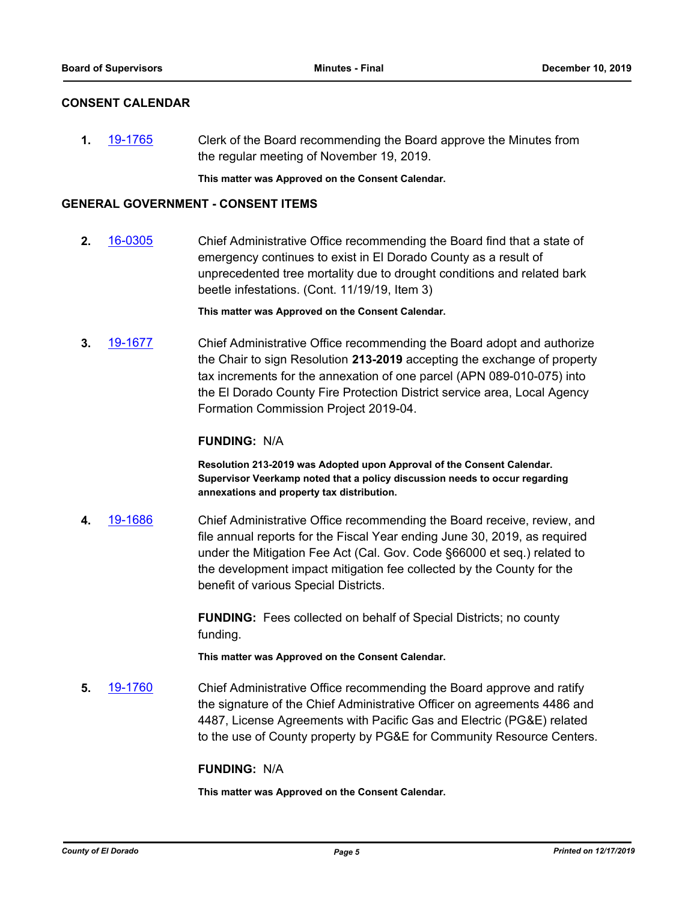## CONSENT CALENDAR

**1.** 19-1765 Clerk of the Board recommending the Board approve the Minutes from the regular meeting of November 19, 2019.

**This matter was Approved on the Consent Calendar.**

## GENERAL GOVERNMENT - CONSENT ITEMS

**2.** 16-0305 Chief Administrative Office recommending the Board find that a state of emergency continues to exist in El Dorado County as a result of unprecedented tree mortality due to drought conditions and related bark beetle infestations. (Cont. 11/19/19, Item 3)

**This matter was Approved on the Consent Calendar.**

**3.** 19-1677 Chief Administrative Office recommending the Board adopt and authorize the Chair to sign Resolution **213-2019** accepting the exchange of property tax increments for the annexation of one parcel (APN 089-010-075) into the El Dorado County Fire Protection District service area, Local Agency Formation Commission Project 2019-04.

**FUNDING:** N/A

**Resolution 213-2019 was Adopted upon Approval of the Consent Calendar. Supervisor Veerkamp noted that a policy discussion needs to occur regarding annexations and property tax distribution.**

**4.** 19-1686 Chief Administrative Office recommending the Board receive, review, and file annual reports for the Fiscal Year ending June 30, 2019, as required under the Mitigation Fee Act (Cal. Gov. Code §66000 et seq.) related to the development impact mitigation fee collected by the County for the benefit of various Special Districts.

**FUNDING:** Fees collected on behalf of Special Districts; no county funding.

**This matter was Approved on the Consent Calendar.**

**5.** 19-1760 Chief Administrative Office recommending the Board approve and ratify the signature of the Chief Administrative Officer on agreements 4486 and 4487, License Agreements with Pacific Gas and Electric (PG&E) related to the use of County property by PG&E for Community Resource Centers.

**FUNDING:** N/A

**This matter was Approved on the Consent Calendar.**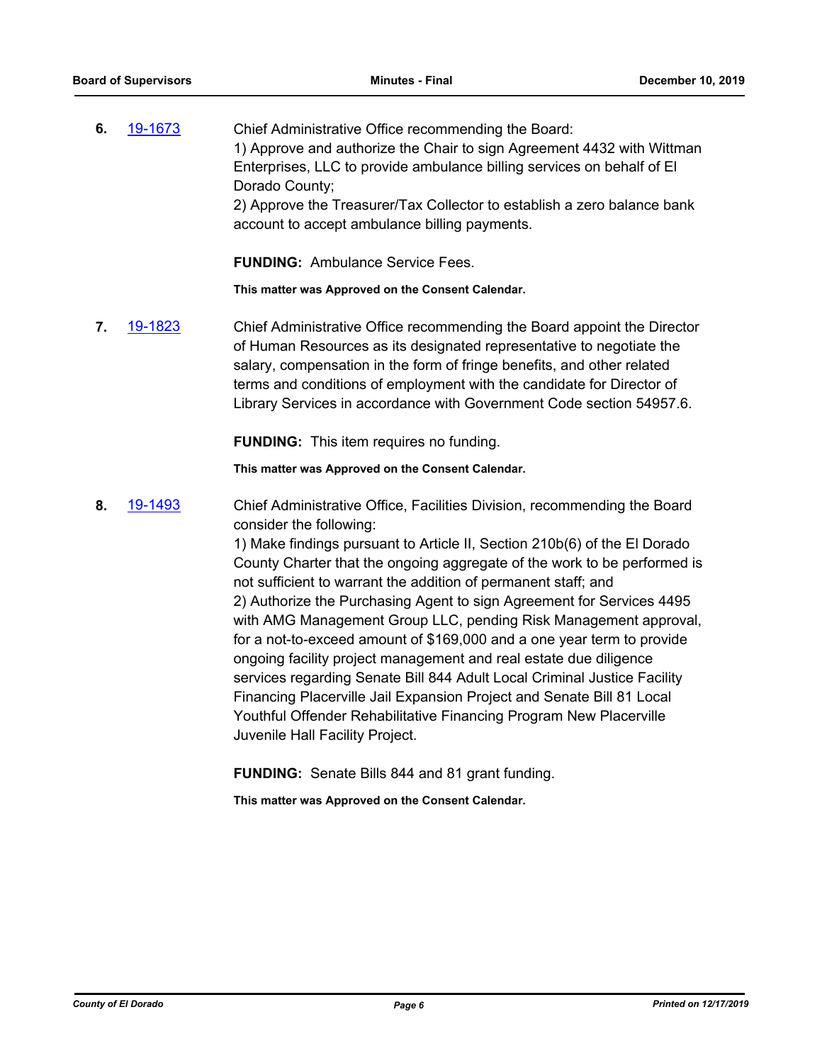**6.** 19-1673 Chief Administrative Office recommending the Board:
1) Approve and authorize the Chair to sign Agreement 4432 with Wittman Enterprises, LLC to provide ambulance billing services on behalf of El Dorado County;
2) Approve the Treasurer/Tax Collector to establish a zero balance bank account to accept ambulance billing payments.

**FUNDING:** Ambulance Service Fees.

**This matter was Approved on the Consent Calendar.**

**7.** 19-1823 Chief Administrative Office recommending the Board appoint the Director of Human Resources as its designated representative to negotiate the salary, compensation in the form of fringe benefits, and other related terms and conditions of employment with the candidate for Director of Library Services in accordance with Government Code section 54957.6.

**FUNDING:** This item requires no funding.

**This matter was Approved on the Consent Calendar.**

**8.** 19-1493 Chief Administrative Office, Facilities Division, recommending the Board consider the following:
1) Make findings pursuant to Article II, Section 210b(6) of the El Dorado County Charter that the ongoing aggregate of the work to be performed is not sufficient to warrant the addition of permanent staff; and
2) Authorize the Purchasing Agent to sign Agreement for Services 4495 with AMG Management Group LLC, pending Risk Management approval, for a not-to-exceed amount of $169,000 and a one year term to provide ongoing facility project management and real estate due diligence services regarding Senate Bill 844 Adult Local Criminal Justice Facility Financing Placerville Jail Expansion Project and Senate Bill 81 Local Youthful Offender Rehabilitative Financing Program New Placerville Juvenile Hall Facility Project.

**FUNDING:** Senate Bills 844 and 81 grant funding.

**This matter was Approved on the Consent Calendar.**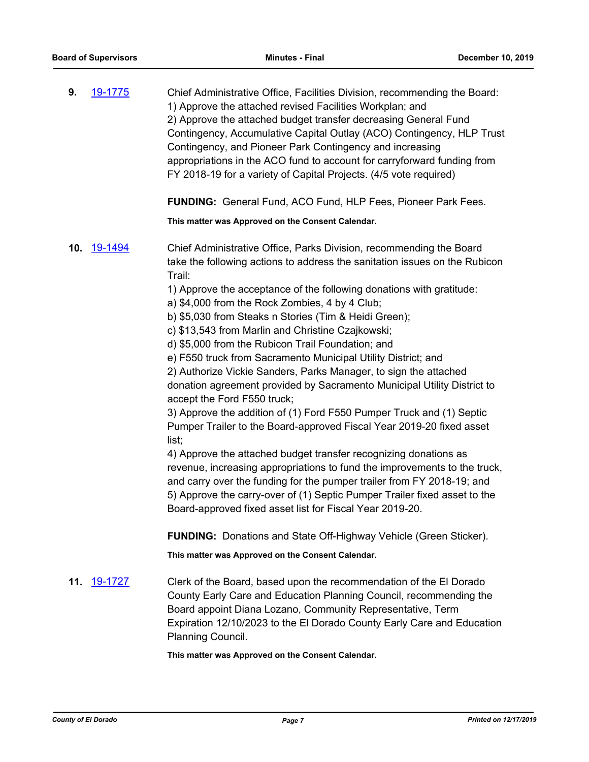**9.** 19-1775

Chief Administrative Office, Facilities Division, recommending the Board:
1) Approve the attached revised Facilities Workplan; and
2) Approve the attached budget transfer decreasing General Fund Contingency, Accumulative Capital Outlay (ACO) Contingency, HLP Trust Contingency, and Pioneer Park Contingency and increasing appropriations in the ACO fund to account for carryforward funding from FY 2018-19 for a variety of Capital Projects. (4/5 vote required)

**FUNDING:** General Fund, ACO Fund, HLP Fees, Pioneer Park Fees.

**This matter was Approved on the Consent Calendar.**

**10.** 19-1494

Chief Administrative Office, Parks Division, recommending the Board take the following actions to address the sanitation issues on the Rubicon Trail:
1) Approve the acceptance of the following donations with gratitude:
a) $4,000 from the Rock Zombies, 4 by 4 Club;
b) $5,030 from Steaks n Stories (Tim & Heidi Green);
c) $13,543 from Marlin and Christine Czajkowski;
d) $5,000 from the Rubicon Trail Foundation; and
e) F550 truck from Sacramento Municipal Utility District; and
2) Authorize Vickie Sanders, Parks Manager, to sign the attached donation agreement provided by Sacramento Municipal Utility District to accept the Ford F550 truck;
3) Approve the addition of (1) Ford F550 Pumper Truck and (1) Septic Pumper Trailer to the Board-approved Fiscal Year 2019-20 fixed asset list;
4) Approve the attached budget transfer recognizing donations as revenue, increasing appropriations to fund the improvements to the truck, and carry over the funding for the pumper trailer from FY 2018-19; and
5) Approve the carry-over of (1) Septic Pumper Trailer fixed asset to the Board-approved fixed asset list for Fiscal Year 2019-20.

**FUNDING:** Donations and State Off-Highway Vehicle (Green Sticker).

**This matter was Approved on the Consent Calendar.**

**11.** 19-1727

Clerk of the Board, based upon the recommendation of the El Dorado County Early Care and Education Planning Council, recommending the Board appoint Diana Lozano, Community Representative, Term Expiration 12/10/2023 to the El Dorado County Early Care and Education Planning Council.

**This matter was Approved on the Consent Calendar.**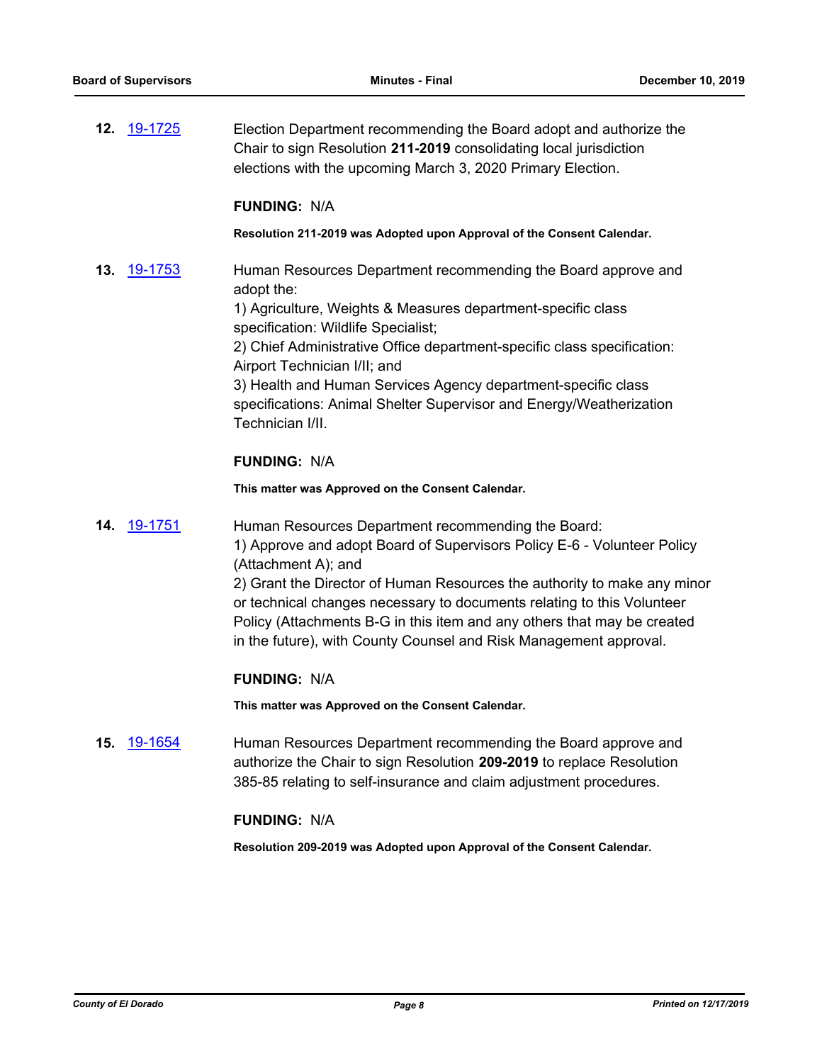**12.** 19-1725 Election Department recommending the Board adopt and authorize the Chair to sign Resolution **211-2019** consolidating local jurisdiction elections with the upcoming March 3, 2020 Primary Election.

**FUNDING:** N/A

**Resolution 211-2019 was Adopted upon Approval of the Consent Calendar.**

**13.** 19-1753 Human Resources Department recommending the Board approve and adopt the:
1) Agriculture, Weights & Measures department-specific class specification: Wildlife Specialist;
2) Chief Administrative Office department-specific class specification: Airport Technician I/II; and
3) Health and Human Services Agency department-specific class specifications: Animal Shelter Supervisor and Energy/Weatherization Technician I/II.

**FUNDING:** N/A

**This matter was Approved on the Consent Calendar.**

**14.** 19-1751 Human Resources Department recommending the Board:
1) Approve and adopt Board of Supervisors Policy E-6 - Volunteer Policy (Attachment A); and
2) Grant the Director of Human Resources the authority to make any minor or technical changes necessary to documents relating to this Volunteer Policy (Attachments B-G in this item and any others that may be created in the future), with County Counsel and Risk Management approval.

**FUNDING:** N/A

**This matter was Approved on the Consent Calendar.**

**15.** 19-1654 Human Resources Department recommending the Board approve and authorize the Chair to sign Resolution **209-2019** to replace Resolution 385-85 relating to self-insurance and claim adjustment procedures.

**FUNDING:** N/A

**Resolution 209-2019 was Adopted upon Approval of the Consent Calendar.**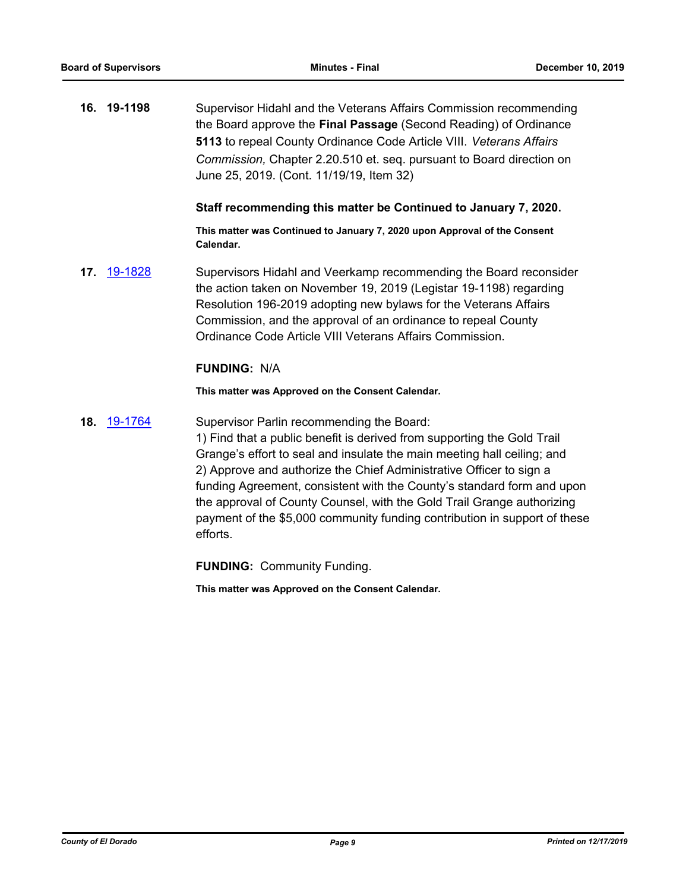**16. 19-1198** Supervisor Hidahl and the Veterans Affairs Commission recommending the Board approve the **Final Passage** (Second Reading) of Ordinance **5113** to repeal County Ordinance Code Article VIII. *Veterans Affairs Commission,* Chapter 2.20.510 et. seq. pursuant to Board direction on June 25, 2019. (Cont. 11/19/19, Item 32)

**Staff recommending this matter be Continued to January 7, 2020.**

**This matter was Continued to January 7, 2020 upon Approval of the Consent Calendar.**

**17. 19-1828** Supervisors Hidahl and Veerkamp recommending the Board reconsider the action taken on November 19, 2019 (Legistar 19-1198) regarding Resolution 196-2019 adopting new bylaws for the Veterans Affairs Commission, and the approval of an ordinance to repeal County Ordinance Code Article VIII Veterans Affairs Commission.

**FUNDING:** N/A

**This matter was Approved on the Consent Calendar.**

**18. 19-1764** Supervisor Parlin recommending the Board:

1) Find that a public benefit is derived from supporting the Gold Trail Grange's effort to seal and insulate the main meeting hall ceiling; and
2) Approve and authorize the Chief Administrative Officer to sign a funding Agreement, consistent with the County's standard form and upon the approval of County Counsel, with the Gold Trail Grange authorizing payment of the $5,000 community funding contribution in support of these efforts.

**FUNDING:** Community Funding.

**This matter was Approved on the Consent Calendar.**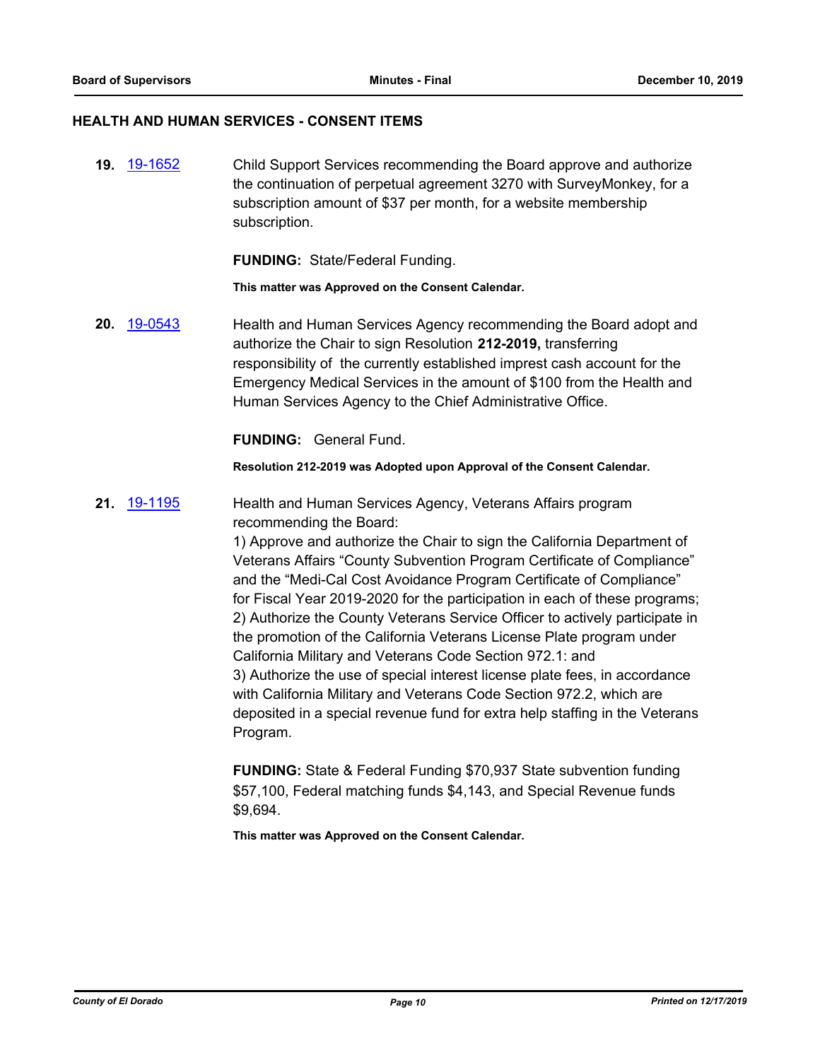## HEALTH AND HUMAN SERVICES - CONSENT ITEMS

**19.** 19-1652 Child Support Services recommending the Board approve and authorize the continuation of perpetual agreement 3270 with SurveyMonkey, for a subscription amount of $37 per month, for a website membership subscription.

**FUNDING:** State/Federal Funding.

**This matter was Approved on the Consent Calendar.**

**20.** 19-0543 Health and Human Services Agency recommending the Board adopt and authorize the Chair to sign Resolution **212-2019,** transferring responsibility of the currently established imprest cash account for the Emergency Medical Services in the amount of $100 from the Health and Human Services Agency to the Chief Administrative Office.

**FUNDING:** General Fund.

**Resolution 212-2019 was Adopted upon Approval of the Consent Calendar.**

**21.** 19-1195 Health and Human Services Agency, Veterans Affairs program recommending the Board:

1) Approve and authorize the Chair to sign the California Department of Veterans Affairs "County Subvention Program Certificate of Compliance" and the "Medi-Cal Cost Avoidance Program Certificate of Compliance" for Fiscal Year 2019-2020 for the participation in each of these programs;
2) Authorize the County Veterans Service Officer to actively participate in the promotion of the California Veterans License Plate program under California Military and Veterans Code Section 972.1: and
3) Authorize the use of special interest license plate fees, in accordance with California Military and Veterans Code Section 972.2, which are deposited in a special revenue fund for extra help staffing in the Veterans Program.

**FUNDING:** State & Federal Funding $70,937 State subvention funding $57,100, Federal matching funds $4,143, and Special Revenue funds $9,694.

**This matter was Approved on the Consent Calendar.**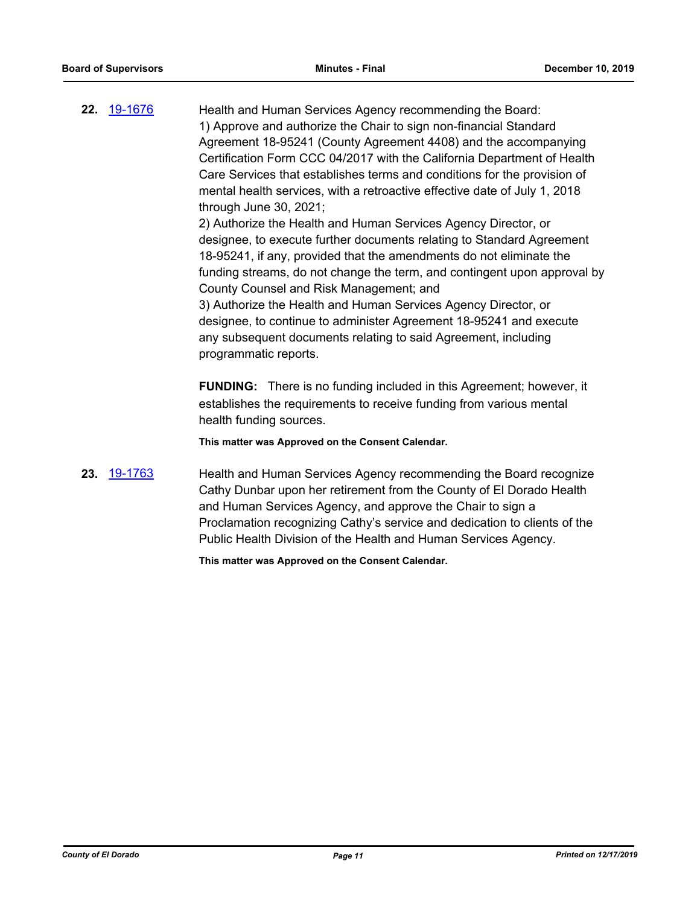**22.** 19-1676

Health and Human Services Agency recommending the Board:
1) Approve and authorize the Chair to sign non-financial Standard Agreement 18-95241 (County Agreement 4408) and the accompanying Certification Form CCC 04/2017 with the California Department of Health Care Services that establishes terms and conditions for the provision of mental health services, with a retroactive effective date of July 1, 2018 through June 30, 2021;
2) Authorize the Health and Human Services Agency Director, or designee, to execute further documents relating to Standard Agreement 18-95241, if any, provided that the amendments do not eliminate the funding streams, do not change the term, and contingent upon approval by County Counsel and Risk Management; and
3) Authorize the Health and Human Services Agency Director, or designee, to continue to administer Agreement 18-95241 and execute any subsequent documents relating to said Agreement, including programmatic reports.

**FUNDING:** There is no funding included in this Agreement; however, it establishes the requirements to receive funding from various mental health funding sources.

**This matter was Approved on the Consent Calendar.**

**23.** 19-1763

Health and Human Services Agency recommending the Board recognize Cathy Dunbar upon her retirement from the County of El Dorado Health and Human Services Agency, and approve the Chair to sign a Proclamation recognizing Cathy's service and dedication to clients of the Public Health Division of the Health and Human Services Agency.

**This matter was Approved on the Consent Calendar.**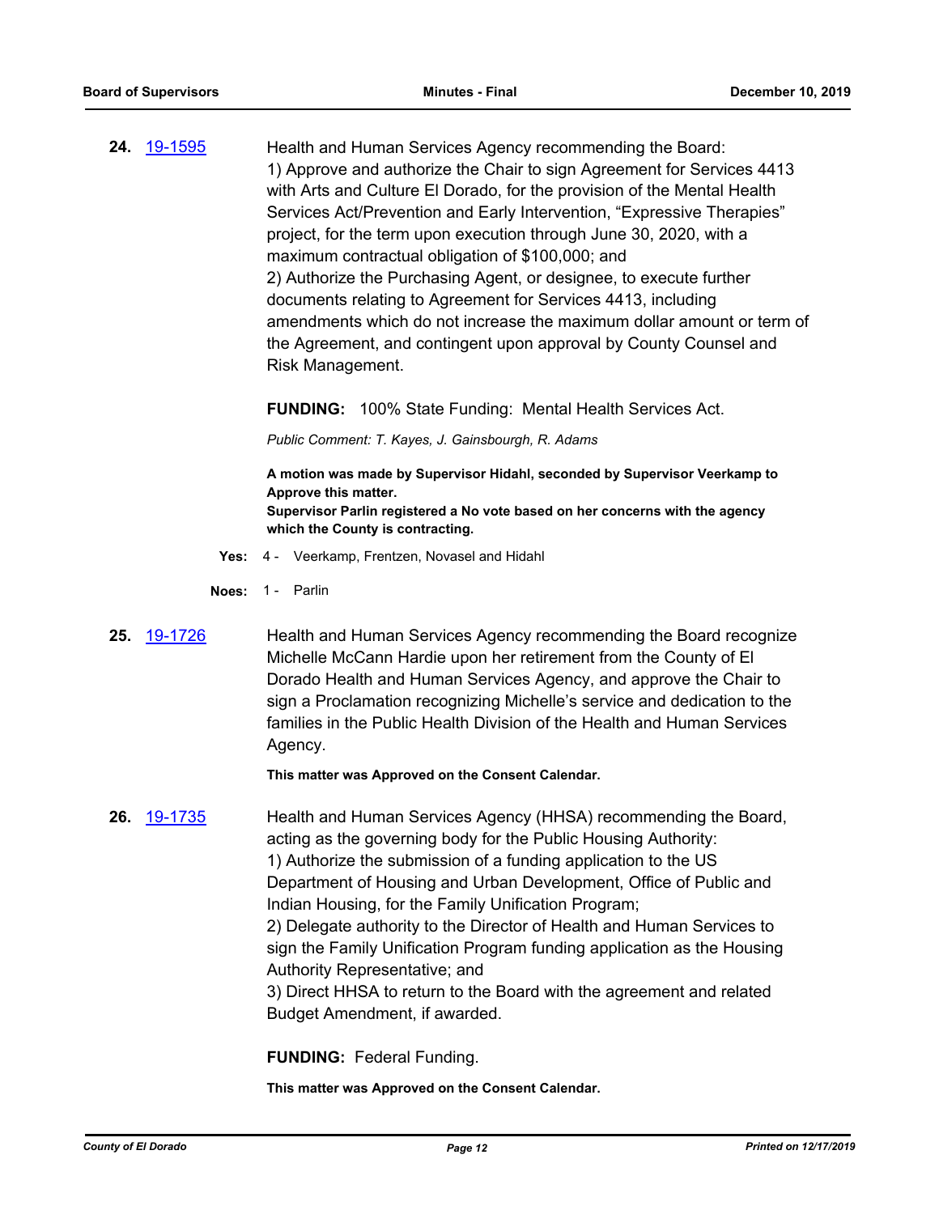**24.** 19-1595

Health and Human Services Agency recommending the Board:
1) Approve and authorize the Chair to sign Agreement for Services 4413 with Arts and Culture El Dorado, for the provision of the Mental Health Services Act/Prevention and Early Intervention, "Expressive Therapies" project, for the term upon execution through June 30, 2020, with a maximum contractual obligation of $100,000; and
2) Authorize the Purchasing Agent, or designee, to execute further documents relating to Agreement for Services 4413, including amendments which do not increase the maximum dollar amount or term of the Agreement, and contingent upon approval by County Counsel and Risk Management.

**FUNDING:** 100% State Funding: Mental Health Services Act.

*Public Comment: T. Kayes, J. Gainsbourgh, R. Adams*

**A motion was made by Supervisor Hidahl, seconded by Supervisor Veerkamp to Approve this matter.**
**Supervisor Parlin registered a No vote based on her concerns with the agency which the County is contracting.**

**Yes:** 4 - Veerkamp, Frentzen, Novasel and Hidahl

**Noes:** 1 - Parlin

**25.** 19-1726

Health and Human Services Agency recommending the Board recognize Michelle McCann Hardie upon her retirement from the County of El Dorado Health and Human Services Agency, and approve the Chair to sign a Proclamation recognizing Michelle's service and dedication to the families in the Public Health Division of the Health and Human Services Agency.

**This matter was Approved on the Consent Calendar.**

**26.** 19-1735

Health and Human Services Agency (HHSA) recommending the Board, acting as the governing body for the Public Housing Authority:
1) Authorize the submission of a funding application to the US Department of Housing and Urban Development, Office of Public and Indian Housing, for the Family Unification Program;
2) Delegate authority to the Director of Health and Human Services to sign the Family Unification Program funding application as the Housing Authority Representative; and
3) Direct HHSA to return to the Board with the agreement and related Budget Amendment, if awarded.

**FUNDING:** Federal Funding.

**This matter was Approved on the Consent Calendar.**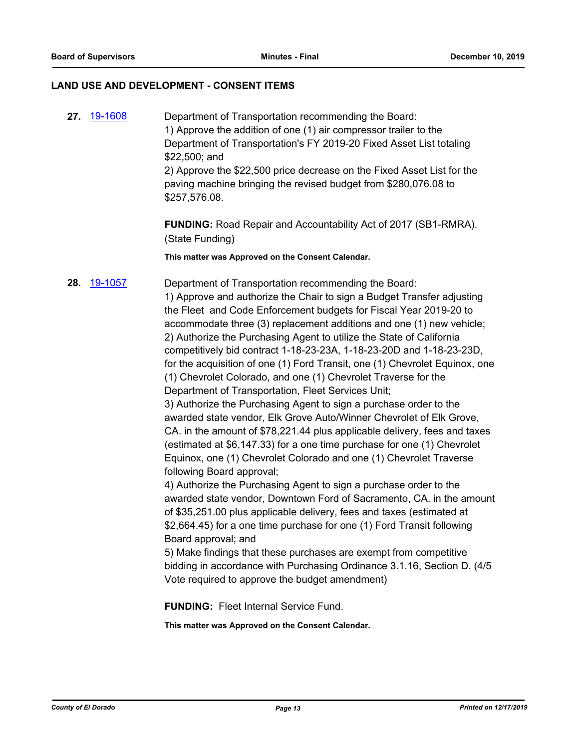## LAND USE AND DEVELOPMENT - CONSENT ITEMS

**27.** [19-1608](19-1608)

Department of Transportation recommending the Board:
1) Approve the addition of one (1) air compressor trailer to the Department of Transportation's FY 2019-20 Fixed Asset List totaling $22,500; and
2) Approve the $22,500 price decrease on the Fixed Asset List for the paving machine bringing the revised budget from $280,076.08 to $257,576.08.

**FUNDING:** Road Repair and Accountability Act of 2017 (SB1-RMRA). (State Funding)

**This matter was Approved on the Consent Calendar.**

**28.** [19-1057](19-1057)

Department of Transportation recommending the Board:
1) Approve and authorize the Chair to sign a Budget Transfer adjusting the Fleet and Code Enforcement budgets for Fiscal Year 2019-20 to accommodate three (3) replacement additions and one (1) new vehicle;
2) Authorize the Purchasing Agent to utilize the State of California competitively bid contract 1-18-23-23A, 1-18-23-20D and 1-18-23-23D, for the acquisition of one (1) Ford Transit, one (1) Chevrolet Equinox, one (1) Chevrolet Colorado, and one (1) Chevrolet Traverse for the Department of Transportation, Fleet Services Unit;
3) Authorize the Purchasing Agent to sign a purchase order to the awarded state vendor, Elk Grove Auto/Winner Chevrolet of Elk Grove, CA. in the amount of $78,221.44 plus applicable delivery, fees and taxes (estimated at $6,147.33) for a one time purchase for one (1) Chevrolet Equinox, one (1) Chevrolet Colorado and one (1) Chevrolet Traverse following Board approval;
4) Authorize the Purchasing Agent to sign a purchase order to the awarded state vendor, Downtown Ford of Sacramento, CA. in the amount of $35,251.00 plus applicable delivery, fees and taxes (estimated at $2,664.45) for a one time purchase for one (1) Ford Transit following Board approval; and
5) Make findings that these purchases are exempt from competitive bidding in accordance with Purchasing Ordinance 3.1.16, Section D. (4/5 Vote required to approve the budget amendment)

**FUNDING:** Fleet Internal Service Fund.

**This matter was Approved on the Consent Calendar.**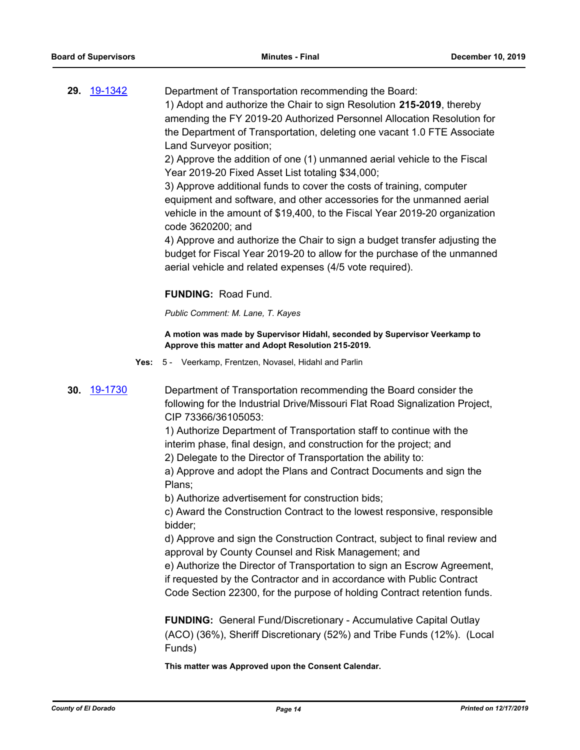**29.** [19-1342](19-1342)

Department of Transportation recommending the Board:
1) Adopt and authorize the Chair to sign Resolution **215-2019**, thereby amending the FY 2019-20 Authorized Personnel Allocation Resolution for the Department of Transportation, deleting one vacant 1.0 FTE Associate Land Surveyor position;
2) Approve the addition of one (1) unmanned aerial vehicle to the Fiscal Year 2019-20 Fixed Asset List totaling $34,000;
3) Approve additional funds to cover the costs of training, computer equipment and software, and other accessories for the unmanned aerial vehicle in the amount of $19,400, to the Fiscal Year 2019-20 organization code 3620200; and
4) Approve and authorize the Chair to sign a budget transfer adjusting the budget for Fiscal Year 2019-20 to allow for the purchase of the unmanned aerial vehicle and related expenses (4/5 vote required).

**FUNDING:** Road Fund.

*Public Comment: M. Lane, T. Kayes*

**A motion was made by Supervisor Hidahl, seconded by Supervisor Veerkamp to Approve this matter and Adopt Resolution 215-2019.**

**Yes:** 5 - Veerkamp, Frentzen, Novasel, Hidahl and Parlin

**30.** [19-1730](19-1730)

Department of Transportation recommending the Board consider the following for the Industrial Drive/Missouri Flat Road Signalization Project, CIP 73366/36105053:
1) Authorize Department of Transportation staff to continue with the interim phase, final design, and construction for the project; and
2) Delegate to the Director of Transportation the ability to:
a) Approve and adopt the Plans and Contract Documents and sign the Plans;
b) Authorize advertisement for construction bids;
c) Award the Construction Contract to the lowest responsive, responsible bidder;
d) Approve and sign the Construction Contract, subject to final review and approval by County Counsel and Risk Management; and
e) Authorize the Director of Transportation to sign an Escrow Agreement, if requested by the Contractor and in accordance with Public Contract Code Section 22300, for the purpose of holding Contract retention funds.

**FUNDING:** General Fund/Discretionary - Accumulative Capital Outlay (ACO) (36%), Sheriff Discretionary (52%) and Tribe Funds (12%). (Local Funds)

**This matter was Approved upon the Consent Calendar.**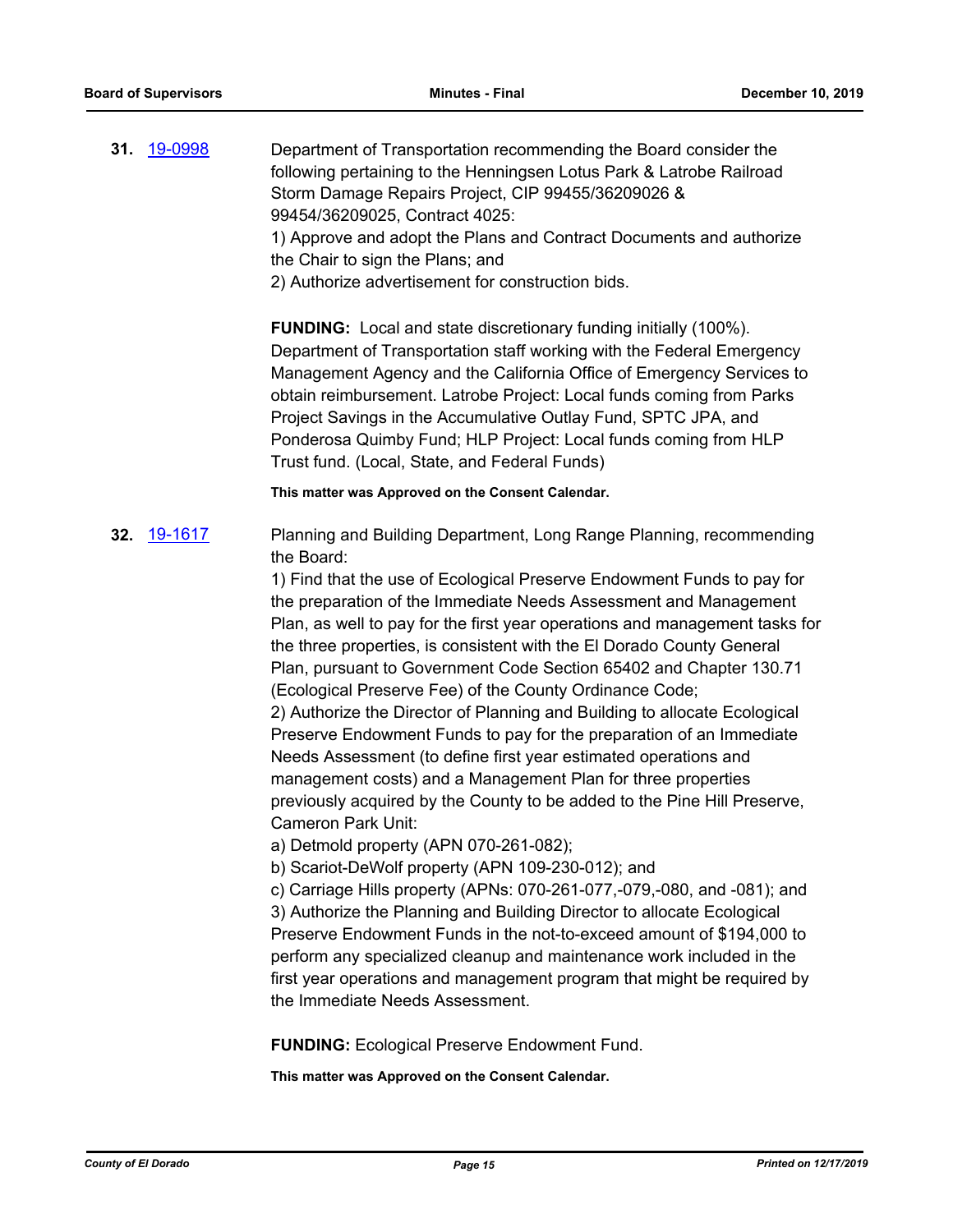**31.** 19-0998

Department of Transportation recommending the Board consider the following pertaining to the Henningsen Lotus Park & Latrobe Railroad Storm Damage Repairs Project, CIP 99455/36209026 & 99454/36209025, Contract 4025:

1) Approve and adopt the Plans and Contract Documents and authorize the Chair to sign the Plans; and

2) Authorize advertisement for construction bids.

**FUNDING:** Local and state discretionary funding initially (100%). Department of Transportation staff working with the Federal Emergency Management Agency and the California Office of Emergency Services to obtain reimbursement. Latrobe Project: Local funds coming from Parks Project Savings in the Accumulative Outlay Fund, SPTC JPA, and Ponderosa Quimby Fund; HLP Project: Local funds coming from HLP Trust fund. (Local, State, and Federal Funds)

**This matter was Approved on the Consent Calendar.**

**32.** 19-1617

Planning and Building Department, Long Range Planning, recommending the Board:

1) Find that the use of Ecological Preserve Endowment Funds to pay for the preparation of the Immediate Needs Assessment and Management Plan, as well to pay for the first year operations and management tasks for the three properties, is consistent with the El Dorado County General Plan, pursuant to Government Code Section 65402 and Chapter 130.71 (Ecological Preserve Fee) of the County Ordinance Code;

2) Authorize the Director of Planning and Building to allocate Ecological Preserve Endowment Funds to pay for the preparation of an Immediate Needs Assessment (to define first year estimated operations and management costs) and a Management Plan for three properties previously acquired by the County to be added to the Pine Hill Preserve, Cameron Park Unit:

a) Detmold property (APN 070-261-082);

b) Scariot-DeWolf property (APN 109-230-012); and

c) Carriage Hills property (APNs: 070-261-077,-079,-080, and -081); and

3) Authorize the Planning and Building Director to allocate Ecological Preserve Endowment Funds in the not-to-exceed amount of $194,000 to perform any specialized cleanup and maintenance work included in the first year operations and management program that might be required by the Immediate Needs Assessment.

**FUNDING:** Ecological Preserve Endowment Fund.

**This matter was Approved on the Consent Calendar.**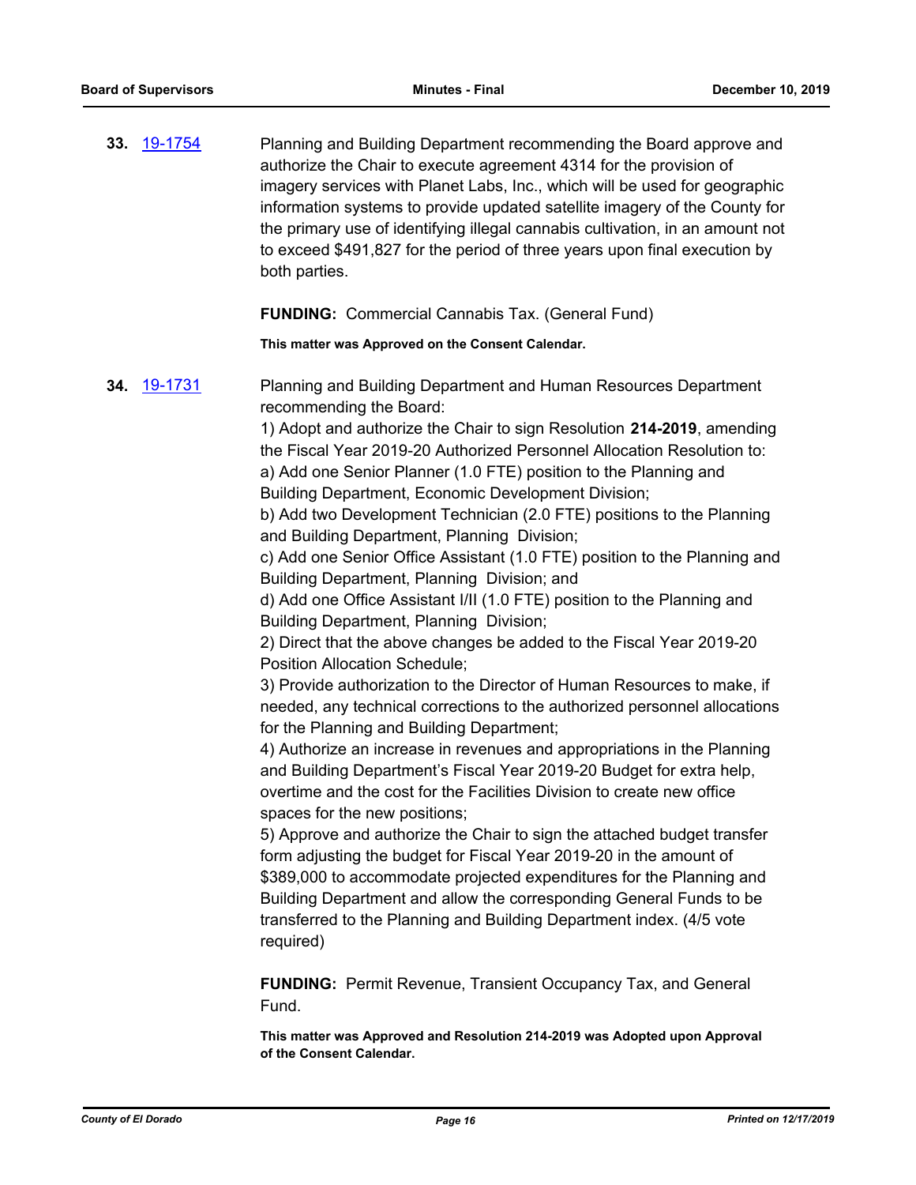**33.** [19-1754] Planning and Building Department recommending the Board approve and authorize the Chair to execute agreement 4314 for the provision of imagery services with Planet Labs, Inc., which will be used for geographic information systems to provide updated satellite imagery of the County for the primary use of identifying illegal cannabis cultivation, in an amount not to exceed $491,827 for the period of three years upon final execution by both parties.

**FUNDING:** Commercial Cannabis Tax. (General Fund)

**This matter was Approved on the Consent Calendar.**

**34.** [19-1731] Planning and Building Department and Human Resources Department recommending the Board:

1) Adopt and authorize the Chair to sign Resolution **214-2019**, amending the Fiscal Year 2019-20 Authorized Personnel Allocation Resolution to:

a) Add one Senior Planner (1.0 FTE) position to the Planning and Building Department, Economic Development Division;

b) Add two Development Technician (2.0 FTE) positions to the Planning and Building Department, Planning Division;

c) Add one Senior Office Assistant (1.0 FTE) position to the Planning and Building Department, Planning Division; and

d) Add one Office Assistant I/II (1.0 FTE) position to the Planning and Building Department, Planning Division;

2) Direct that the above changes be added to the Fiscal Year 2019-20 Position Allocation Schedule;

3) Provide authorization to the Director of Human Resources to make, if needed, any technical corrections to the authorized personnel allocations for the Planning and Building Department;

4) Authorize an increase in revenues and appropriations in the Planning and Building Department's Fiscal Year 2019-20 Budget for extra help, overtime and the cost for the Facilities Division to create new office spaces for the new positions;

5) Approve and authorize the Chair to sign the attached budget transfer form adjusting the budget for Fiscal Year 2019-20 in the amount of $389,000 to accommodate projected expenditures for the Planning and Building Department and allow the corresponding General Funds to be transferred to the Planning and Building Department index. (4/5 vote required)

**FUNDING:** Permit Revenue, Transient Occupancy Tax, and General Fund.

**This matter was Approved and Resolution 214-2019 was Adopted upon Approval of the Consent Calendar.**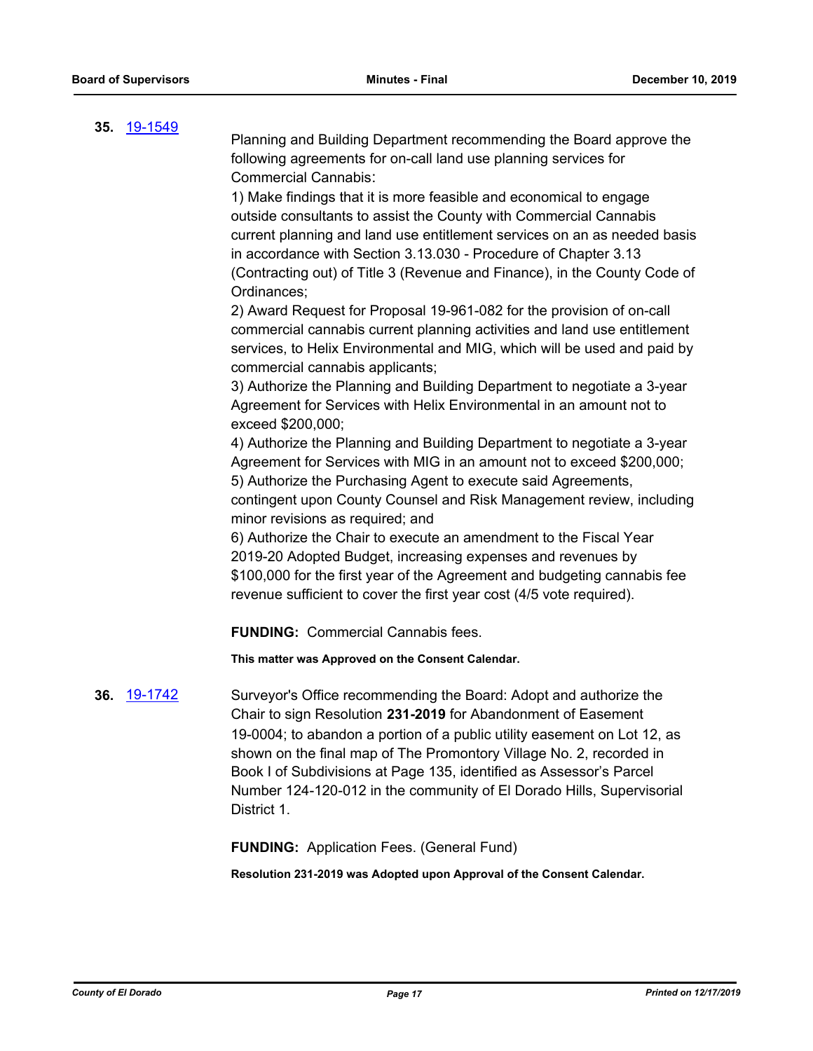**35.** 19-1549

Planning and Building Department recommending the Board approve the following agreements for on-call land use planning services for Commercial Cannabis:

1) Make findings that it is more feasible and economical to engage outside consultants to assist the County with Commercial Cannabis current planning and land use entitlement services on an as needed basis in accordance with Section 3.13.030 - Procedure of Chapter 3.13 (Contracting out) of Title 3 (Revenue and Finance), in the County Code of Ordinances;

2) Award Request for Proposal 19-961-082 for the provision of on-call commercial cannabis current planning activities and land use entitlement services, to Helix Environmental and MIG, which will be used and paid by commercial cannabis applicants;

3) Authorize the Planning and Building Department to negotiate a 3-year Agreement for Services with Helix Environmental in an amount not to exceed $200,000;

4) Authorize the Planning and Building Department to negotiate a 3-year Agreement for Services with MIG in an amount not to exceed $200,000;

5) Authorize the Purchasing Agent to execute said Agreements, contingent upon County Counsel and Risk Management review, including minor revisions as required; and

6) Authorize the Chair to execute an amendment to the Fiscal Year 2019-20 Adopted Budget, increasing expenses and revenues by $100,000 for the first year of the Agreement and budgeting cannabis fee revenue sufficient to cover the first year cost (4/5 vote required).

**FUNDING:** Commercial Cannabis fees.

**This matter was Approved on the Consent Calendar.**

**36.** 19-1742

Surveyor's Office recommending the Board: Adopt and authorize the Chair to sign Resolution **231-2019** for Abandonment of Easement 19-0004; to abandon a portion of a public utility easement on Lot 12, as shown on the final map of The Promontory Village No. 2, recorded in Book I of Subdivisions at Page 135, identified as Assessor's Parcel Number 124-120-012 in the community of El Dorado Hills, Supervisorial District 1.

**FUNDING:** Application Fees. (General Fund)

**Resolution 231-2019 was Adopted upon Approval of the Consent Calendar.**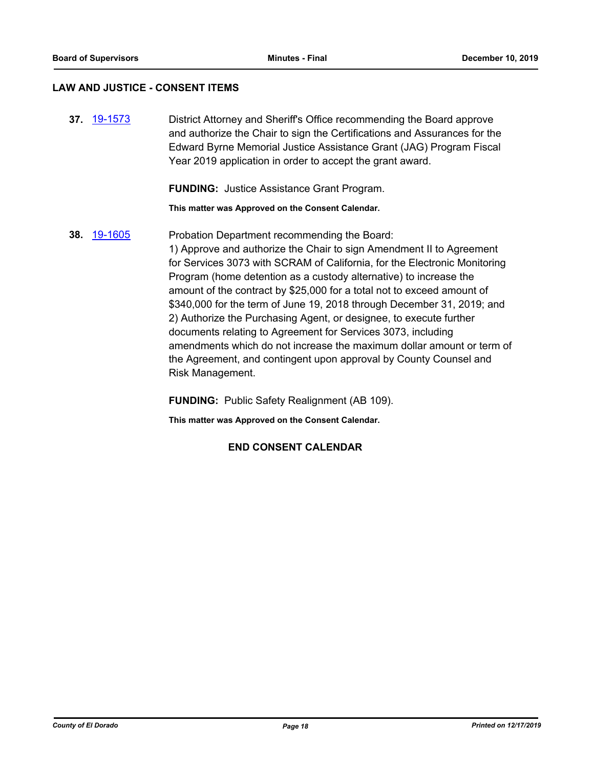## LAW AND JUSTICE - CONSENT ITEMS

**37.** 19-1573 District Attorney and Sheriff's Office recommending the Board approve and authorize the Chair to sign the Certifications and Assurances for the Edward Byrne Memorial Justice Assistance Grant (JAG) Program Fiscal Year 2019 application in order to accept the grant award.

**FUNDING:** Justice Assistance Grant Program.

**This matter was Approved on the Consent Calendar.**

**38.** 19-1605 Probation Department recommending the Board:
1) Approve and authorize the Chair to sign Amendment II to Agreement for Services 3073 with SCRAM of California, for the Electronic Monitoring Program (home detention as a custody alternative) to increase the amount of the contract by $25,000 for a total not to exceed amount of $340,000 for the term of June 19, 2018 through December 31, 2019; and
2) Authorize the Purchasing Agent, or designee, to execute further documents relating to Agreement for Services 3073, including amendments which do not increase the maximum dollar amount or term of the Agreement, and contingent upon approval by County Counsel and Risk Management.

**FUNDING:** Public Safety Realignment (AB 109).

**This matter was Approved on the Consent Calendar.**

**END CONSENT CALENDAR**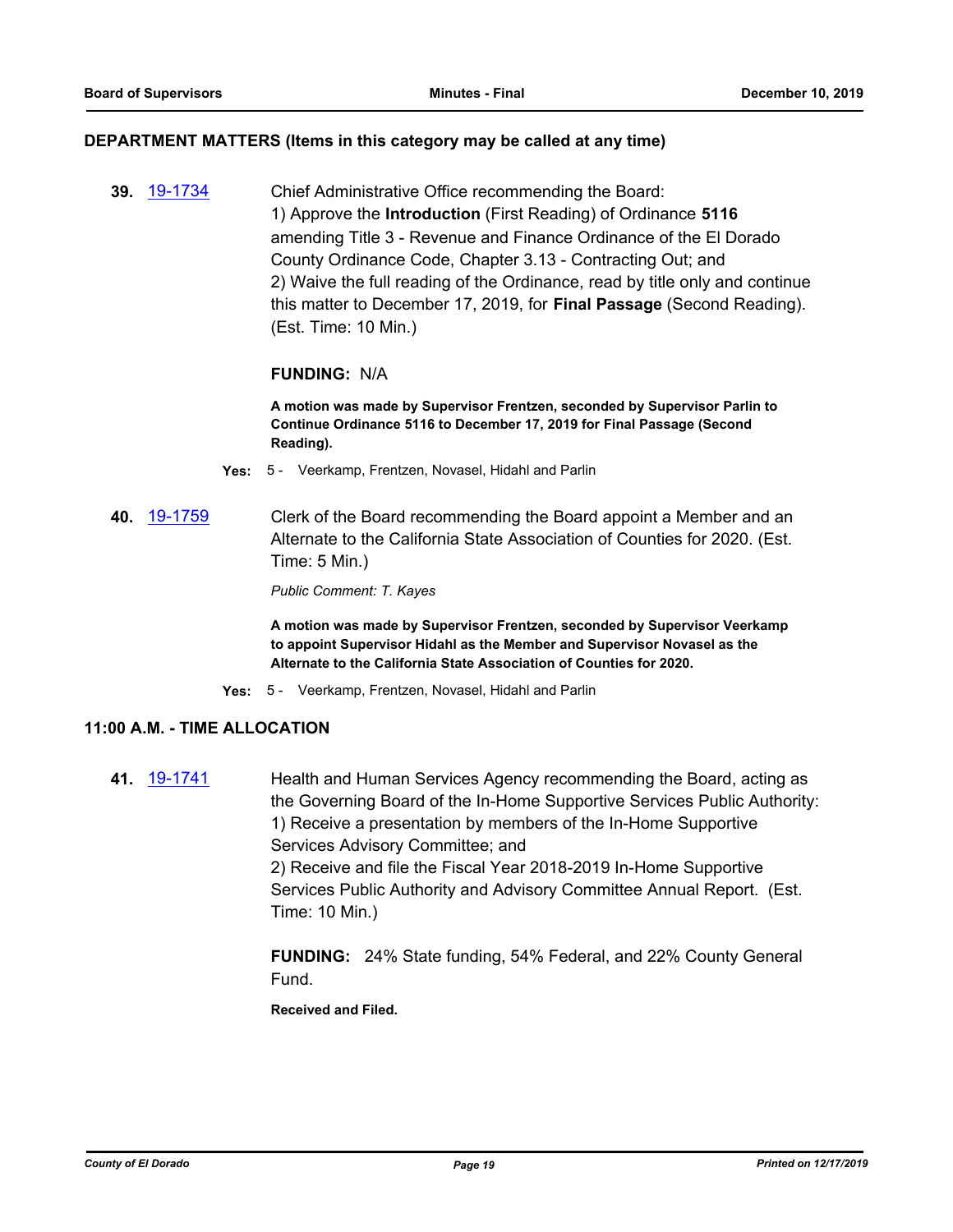## DEPARTMENT MATTERS (Items in this category may be called at any time)

**39.** [19-1734](19-1734)

Chief Administrative Office recommending the Board:
1) Approve the **Introduction** (First Reading) of Ordinance **5116** amending Title 3 - Revenue and Finance Ordinance of the El Dorado County Ordinance Code, Chapter 3.13 - Contracting Out; and
2) Waive the full reading of the Ordinance, read by title only and continue this matter to December 17, 2019, for **Final Passage** (Second Reading). (Est. Time: 10 Min.)

**FUNDING:** N/A

**A motion was made by Supervisor Frentzen, seconded by Supervisor Parlin to Continue Ordinance 5116 to December 17, 2019 for Final Passage (Second Reading).**

**Yes:** 5 - Veerkamp, Frentzen, Novasel, Hidahl and Parlin

**40.** [19-1759](19-1759)

Clerk of the Board recommending the Board appoint a Member and an Alternate to the California State Association of Counties for 2020. (Est. Time: 5 Min.)

*Public Comment: T. Kayes*

**A motion was made by Supervisor Frentzen, seconded by Supervisor Veerkamp to appoint Supervisor Hidahl as the Member and Supervisor Novasel as the Alternate to the California State Association of Counties for 2020.**

**Yes:** 5 - Veerkamp, Frentzen, Novasel, Hidahl and Parlin

## 11:00 A.M. - TIME ALLOCATION

**41.** [19-1741](19-1741)

Health and Human Services Agency recommending the Board, acting as the Governing Board of the In-Home Supportive Services Public Authority:
1) Receive a presentation by members of the In-Home Supportive Services Advisory Committee; and
2) Receive and file the Fiscal Year 2018-2019 In-Home Supportive Services Public Authority and Advisory Committee Annual Report. (Est. Time: 10 Min.)

**FUNDING:** 24% State funding, 54% Federal, and 22% County General Fund.

**Received and Filed.**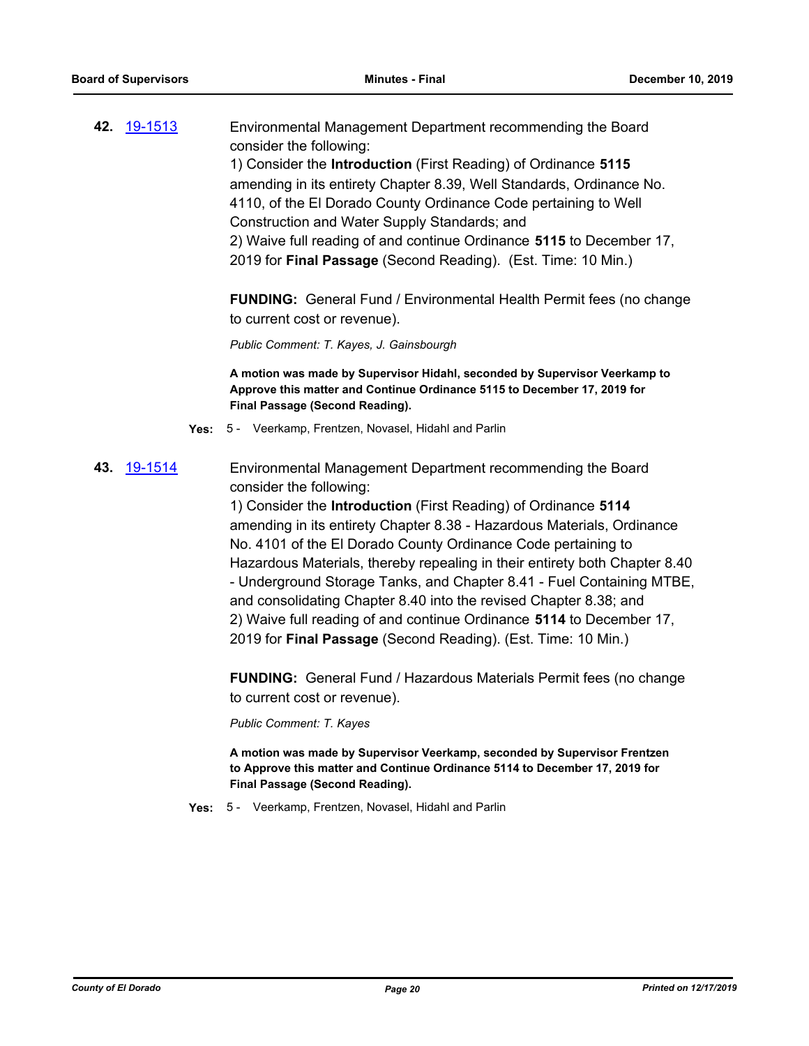**42.** 19-1513

Environmental Management Department recommending the Board consider the following:
1) Consider the **Introduction** (First Reading) of Ordinance **5115** amending in its entirety Chapter 8.39, Well Standards, Ordinance No. 4110, of the El Dorado County Ordinance Code pertaining to Well Construction and Water Supply Standards; and
2) Waive full reading of and continue Ordinance **5115** to December 17, 2019 for **Final Passage** (Second Reading). (Est. Time: 10 Min.)

**FUNDING:** General Fund / Environmental Health Permit fees (no change to current cost or revenue).

*Public Comment: T. Kayes, J. Gainsbourgh*

**A motion was made by Supervisor Hidahl, seconded by Supervisor Veerkamp to Approve this matter and Continue Ordinance 5115 to December 17, 2019 for Final Passage (Second Reading).**

**Yes:** 5 - Veerkamp, Frentzen, Novasel, Hidahl and Parlin

**43.** 19-1514

Environmental Management Department recommending the Board consider the following:
1) Consider the **Introduction** (First Reading) of Ordinance **5114** amending in its entirety Chapter 8.38 - Hazardous Materials, Ordinance No. 4101 of the El Dorado County Ordinance Code pertaining to Hazardous Materials, thereby repealing in their entirety both Chapter 8.40 - Underground Storage Tanks, and Chapter 8.41 - Fuel Containing MTBE, and consolidating Chapter 8.40 into the revised Chapter 8.38; and
2) Waive full reading of and continue Ordinance **5114** to December 17, 2019 for **Final Passage** (Second Reading). (Est. Time: 10 Min.)

**FUNDING:** General Fund / Hazardous Materials Permit fees (no change to current cost or revenue).

*Public Comment: T. Kayes*

**A motion was made by Supervisor Veerkamp, seconded by Supervisor Frentzen to Approve this matter and Continue Ordinance 5114 to December 17, 2019 for Final Passage (Second Reading).**

**Yes:** 5 - Veerkamp, Frentzen, Novasel, Hidahl and Parlin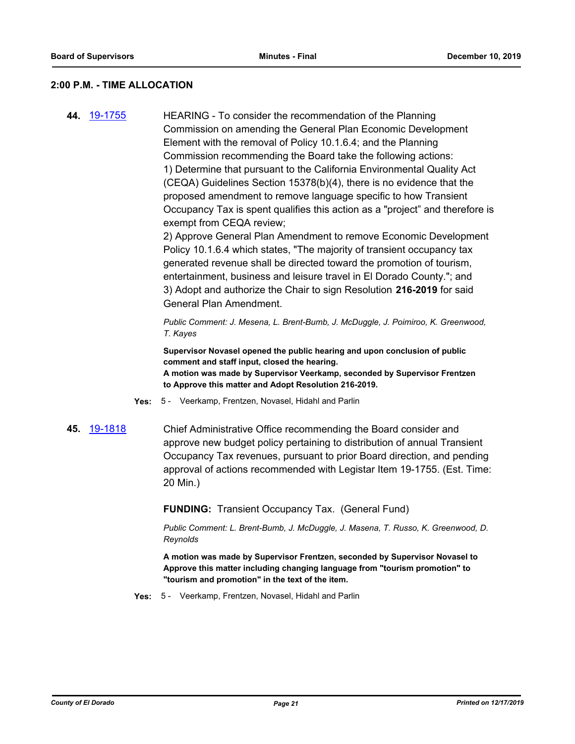## 2:00 P.M. - TIME ALLOCATION

**44.** 19-1755

HEARING - To consider the recommendation of the Planning Commission on amending the General Plan Economic Development Element with the removal of Policy 10.1.6.4; and the Planning Commission recommending the Board take the following actions:
1) Determine that pursuant to the California Environmental Quality Act (CEQA) Guidelines Section 15378(b)(4), there is no evidence that the proposed amendment to remove language specific to how Transient Occupancy Tax is spent qualifies this action as a "project" and therefore is exempt from CEQA review;
2) Approve General Plan Amendment to remove Economic Development Policy 10.1.6.4 which states, "The majority of transient occupancy tax generated revenue shall be directed toward the promotion of tourism, entertainment, business and leisure travel in El Dorado County."; and
3) Adopt and authorize the Chair to sign Resolution **216-2019** for said General Plan Amendment.

*Public Comment: J. Mesena, L. Brent-Bumb, J. McDuggle, J. Poimiroo, K. Greenwood, T. Kayes*

**Supervisor Novasel opened the public hearing and upon conclusion of public comment and staff input, closed the hearing.**
**A motion was made by Supervisor Veerkamp, seconded by Supervisor Frentzen to Approve this matter and Adopt Resolution 216-2019.**

**Yes:** 5 - Veerkamp, Frentzen, Novasel, Hidahl and Parlin

**45.** 19-1818

Chief Administrative Office recommending the Board consider and approve new budget policy pertaining to distribution of annual Transient Occupancy Tax revenues, pursuant to prior Board direction, and pending approval of actions recommended with Legistar Item 19-1755. (Est. Time: 20 Min.)

**FUNDING:** Transient Occupancy Tax. (General Fund)

*Public Comment: L. Brent-Bumb, J. McDuggle, J. Masena, T. Russo, K. Greenwood, D. Reynolds*

**A motion was made by Supervisor Frentzen, seconded by Supervisor Novasel to Approve this matter including changing language from "tourism promotion" to "tourism and promotion" in the text of the item.**

**Yes:** 5 - Veerkamp, Frentzen, Novasel, Hidahl and Parlin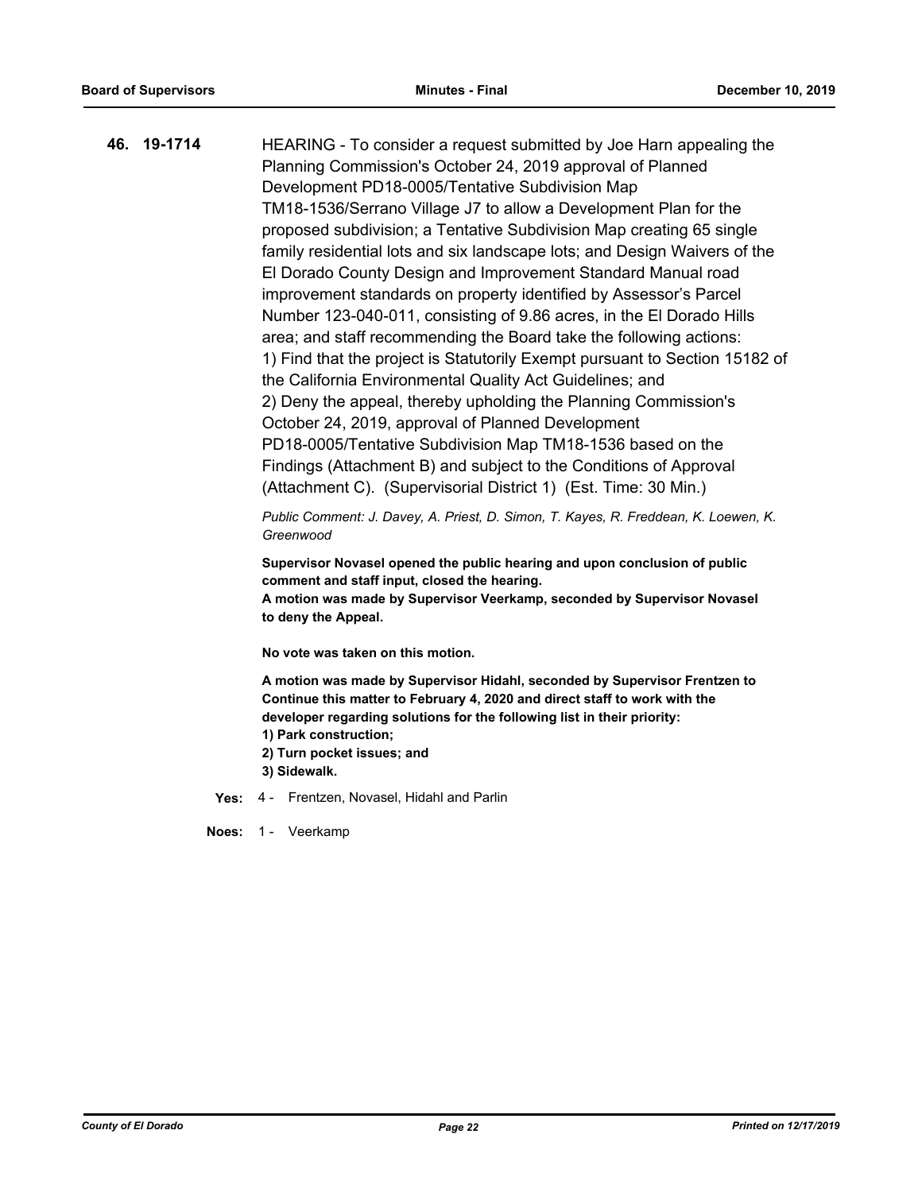**46. 19-1714**

HEARING - To consider a request submitted by Joe Harn appealing the Planning Commission's October 24, 2019 approval of Planned Development PD18-0005/Tentative Subdivision Map TM18-1536/Serrano Village J7 to allow a Development Plan for the proposed subdivision; a Tentative Subdivision Map creating 65 single family residential lots and six landscape lots; and Design Waivers of the El Dorado County Design and Improvement Standard Manual road improvement standards on property identified by Assessor's Parcel Number 123-040-011, consisting of 9.86 acres, in the El Dorado Hills area; and staff recommending the Board take the following actions:
1) Find that the project is Statutorily Exempt pursuant to Section 15182 of the California Environmental Quality Act Guidelines; and
2) Deny the appeal, thereby upholding the Planning Commission's October 24, 2019, approval of Planned Development PD18-0005/Tentative Subdivision Map TM18-1536 based on the Findings (Attachment B) and subject to the Conditions of Approval (Attachment C). (Supervisorial District 1) (Est. Time: 30 Min.)

*Public Comment: J. Davey, A. Priest, D. Simon, T. Kayes, R. Freddean, K. Loewen, K. Greenwood*

**Supervisor Novasel opened the public hearing and upon conclusion of public comment and staff input, closed the hearing.**
**A motion was made by Supervisor Veerkamp, seconded by Supervisor Novasel to deny the Appeal.**

**No vote was taken on this motion.**

**A motion was made by Supervisor Hidahl, seconded by Supervisor Frentzen to Continue this matter to February 4, 2020 and direct staff to work with the developer regarding solutions for the following list in their priority:**
**1) Park construction;**
**2) Turn pocket issues; and**
**3) Sidewalk.**

**Yes:** 4 - Frentzen, Novasel, Hidahl and Parlin

**Noes:** 1 - Veerkamp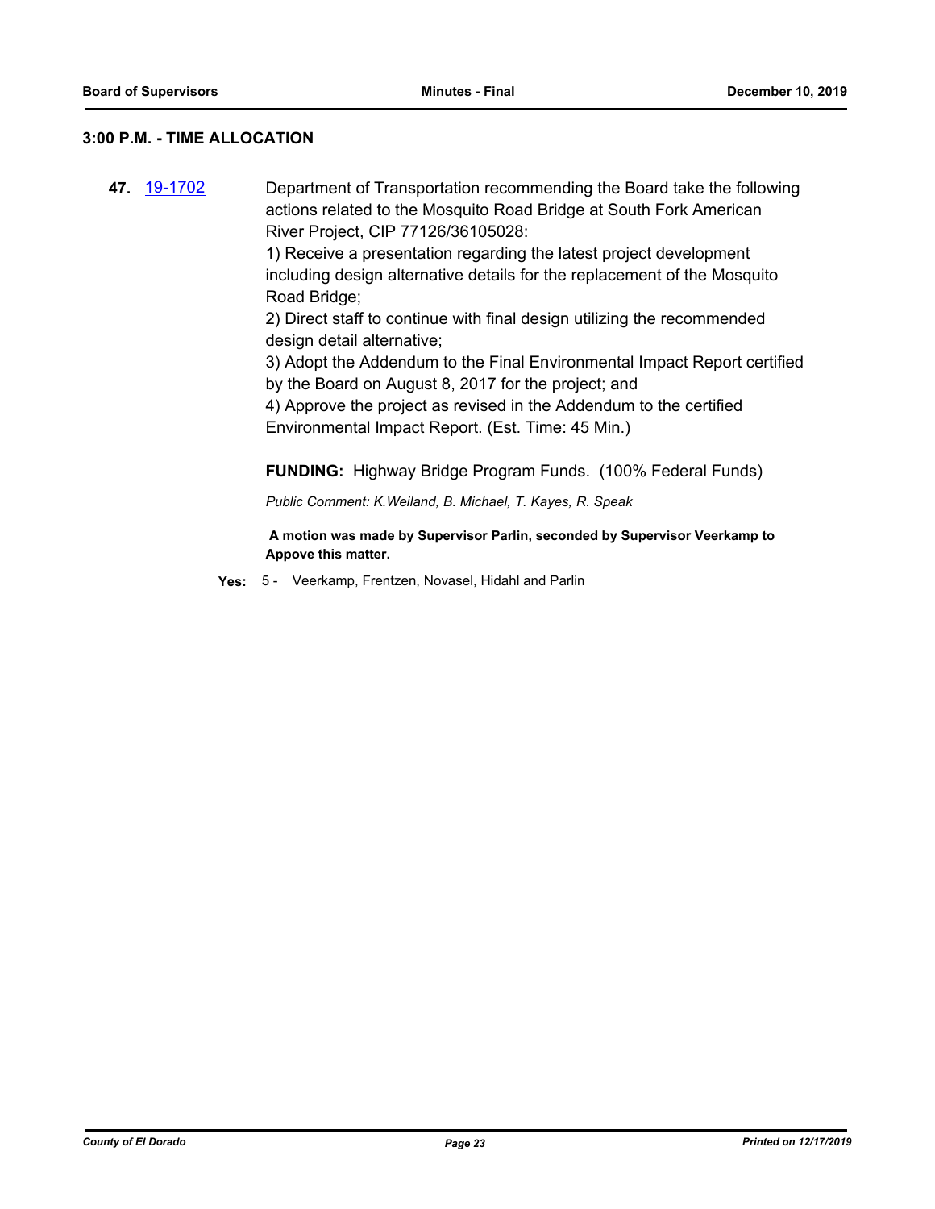## 3:00 P.M. - TIME ALLOCATION

**47.** 19-1702 Department of Transportation recommending the Board take the following actions related to the Mosquito Road Bridge at South Fork American River Project, CIP 77126/36105028:

1) Receive a presentation regarding the latest project development including design alternative details for the replacement of the Mosquito Road Bridge;

2) Direct staff to continue with final design utilizing the recommended design detail alternative;

3) Adopt the Addendum to the Final Environmental Impact Report certified by the Board on August 8, 2017 for the project; and

4) Approve the project as revised in the Addendum to the certified Environmental Impact Report. (Est. Time: 45 Min.)

**FUNDING:** Highway Bridge Program Funds. (100% Federal Funds)

*Public Comment: K.Weiland, B. Michael, T. Kayes, R. Speak*

**A motion was made by Supervisor Parlin, seconded by Supervisor Veerkamp to Appove this matter.**

**Yes:** 5 - Veerkamp, Frentzen, Novasel, Hidahl and Parlin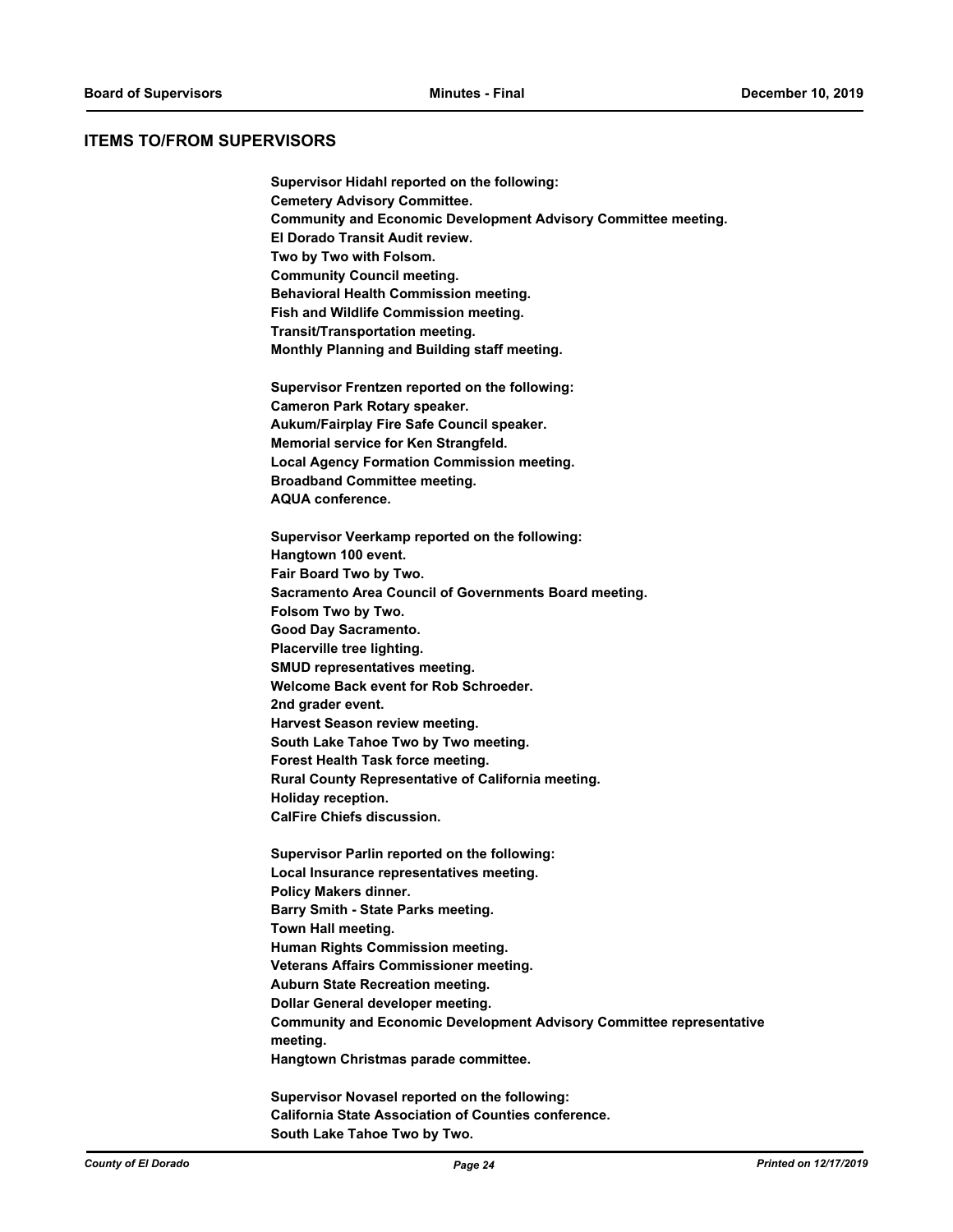## ITEMS TO/FROM SUPERVISORS

**Supervisor Hidahl reported on the following:**
**Cemetery Advisory Committee.**
**Community and Economic Development Advisory Committee meeting.**
**El Dorado Transit Audit review.**
**Two by Two with Folsom.**
**Community Council meeting.**
**Behavioral Health Commission meeting.**
**Fish and Wildlife Commission meeting.**
**Transit/Transportation meeting.**
**Monthly Planning and Building staff meeting.**

**Supervisor Frentzen reported on the following:**
**Cameron Park Rotary speaker.**
**Aukum/Fairplay Fire Safe Council speaker.**
**Memorial service for Ken Strangfeld.**
**Local Agency Formation Commission meeting.**
**Broadband Committee meeting.**
**AQUA conference.**

**Supervisor Veerkamp reported on the following:**
**Hangtown 100 event.**
**Fair Board Two by Two.**
**Sacramento Area Council of Governments Board meeting.**
**Folsom Two by Two.**
**Good Day Sacramento.**
**Placerville tree lighting.**
**SMUD representatives meeting.**
**Welcome Back event for Rob Schroeder.**
**2nd grader event.**
**Harvest Season review meeting.**
**South Lake Tahoe Two by Two meeting.**
**Forest Health Task force meeting.**
**Rural County Representative of California meeting.**
**Holiday reception.**
**CalFire Chiefs discussion.**

**Supervisor Parlin reported on the following:**
**Local Insurance representatives meeting.**
**Policy Makers dinner.**
**Barry Smith - State Parks meeting.**
**Town Hall meeting.**
**Human Rights Commission meeting.**
**Veterans Affairs Commissioner meeting.**
**Auburn State Recreation meeting.**
**Dollar General developer meeting.**
**Community and Economic Development Advisory Committee representative meeting.**
**Hangtown Christmas parade committee.**

**Supervisor Novasel reported on the following:**
**California State Association of Counties conference.**
**South Lake Tahoe Two by Two.**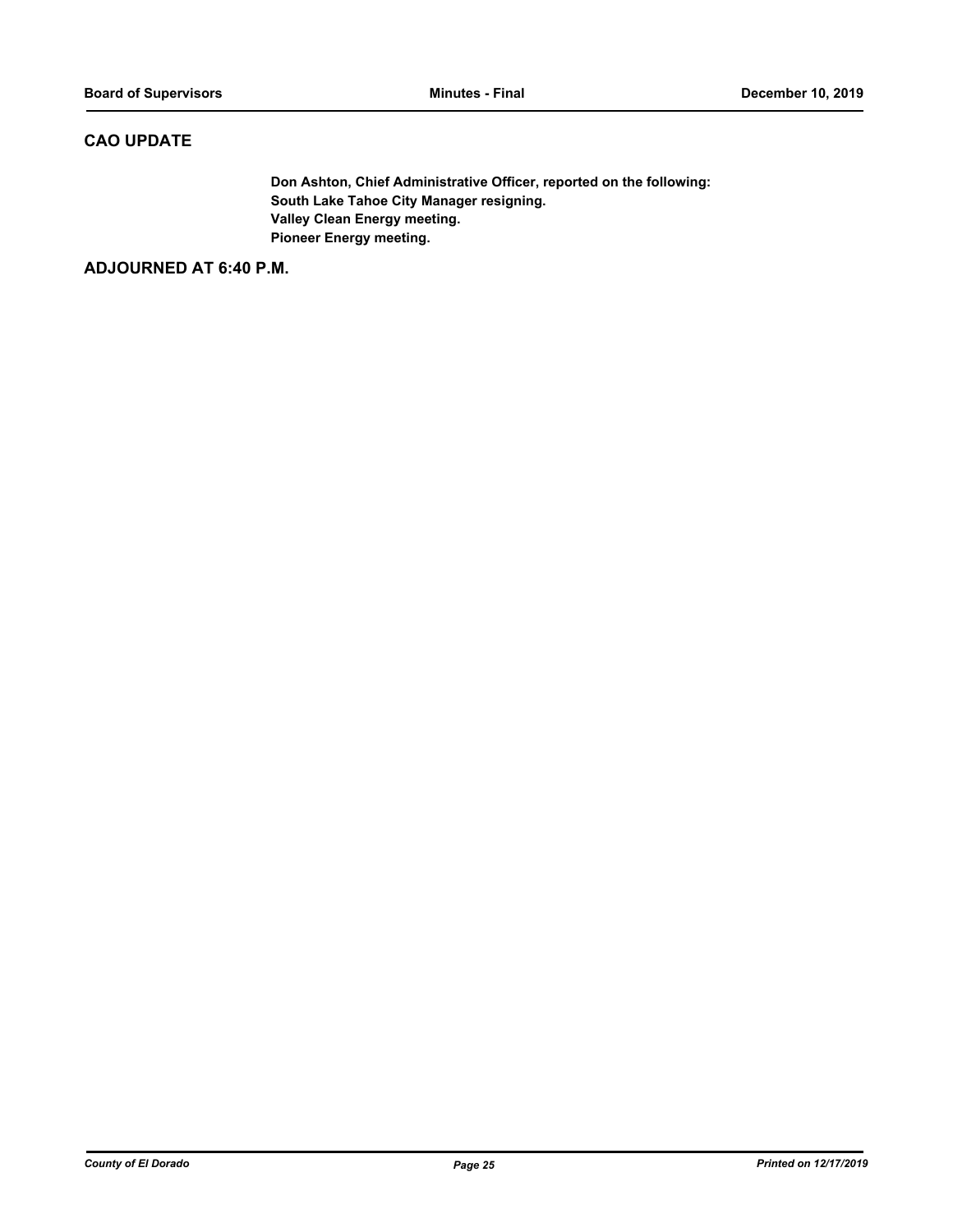## CAO UPDATE

**Don Ashton, Chief Administrative Officer, reported on the following:**
**South Lake Tahoe City Manager resigning.**
**Valley Clean Energy meeting.**
**Pioneer Energy meeting.**

## ADJOURNED AT 6:40 P.M.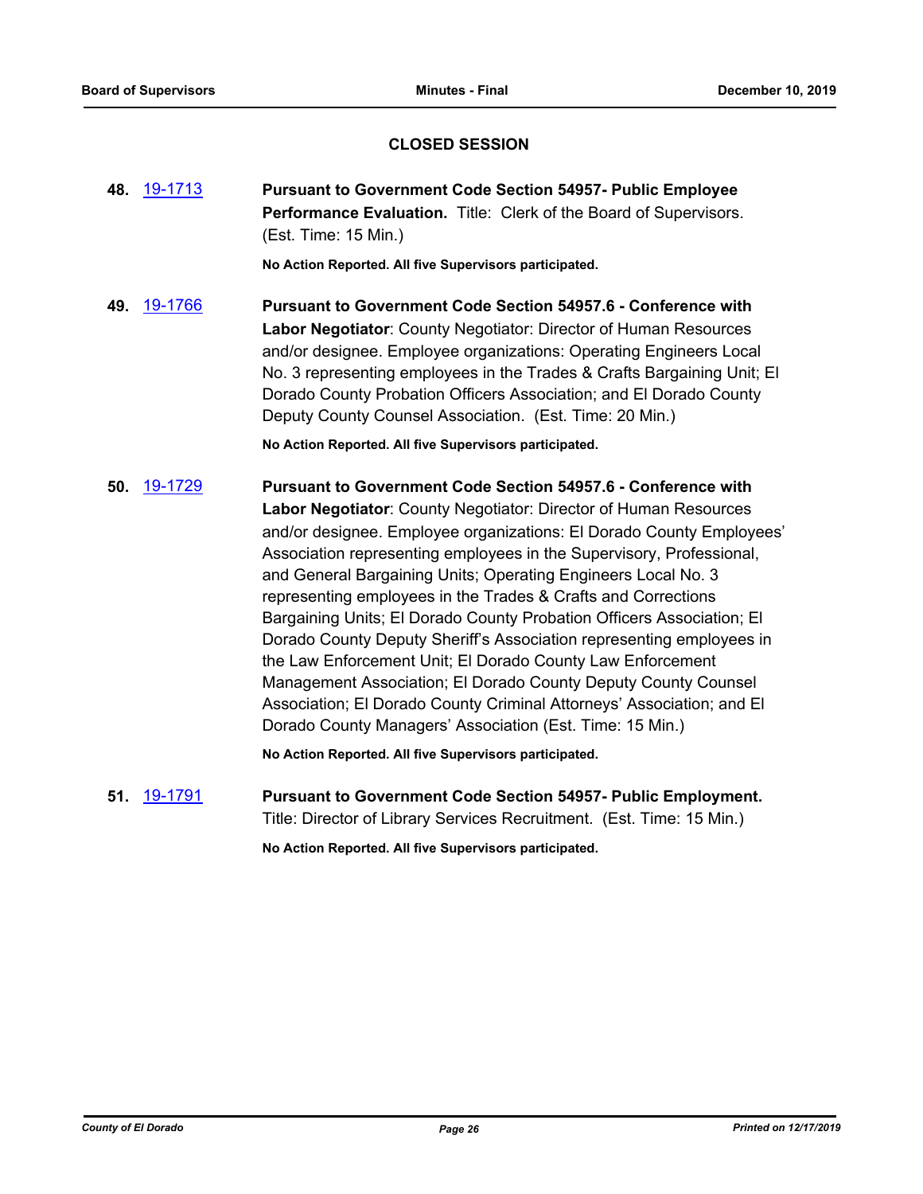## CLOSED SESSION

**48.** [19-1713] **Pursuant to Government Code Section 54957- Public Employee Performance Evaluation.** Title: Clerk of the Board of Supervisors. (Est. Time: 15 Min.)

**No Action Reported. All five Supervisors participated.**

**49.** [19-1766] **Pursuant to Government Code Section 54957.6 - Conference with Labor Negotiator**: County Negotiator: Director of Human Resources and/or designee. Employee organizations: Operating Engineers Local No. 3 representing employees in the Trades & Crafts Bargaining Unit; El Dorado County Probation Officers Association; and El Dorado County Deputy County Counsel Association. (Est. Time: 20 Min.)

**No Action Reported. All five Supervisors participated.**

**50.** [19-1729] **Pursuant to Government Code Section 54957.6 - Conference with Labor Negotiator**: County Negotiator: Director of Human Resources and/or designee. Employee organizations: El Dorado County Employees' Association representing employees in the Supervisory, Professional, and General Bargaining Units; Operating Engineers Local No. 3 representing employees in the Trades & Crafts and Corrections Bargaining Units; El Dorado County Probation Officers Association; El Dorado County Deputy Sheriff's Association representing employees in the Law Enforcement Unit; El Dorado County Law Enforcement Management Association; El Dorado County Deputy County Counsel Association; El Dorado County Criminal Attorneys' Association; and El Dorado County Managers' Association (Est. Time: 15 Min.)

**No Action Reported. All five Supervisors participated.**

**51.** [19-1791] **Pursuant to Government Code Section 54957- Public Employment.** Title: Director of Library Services Recruitment. (Est. Time: 15 Min.)

**No Action Reported. All five Supervisors participated.**